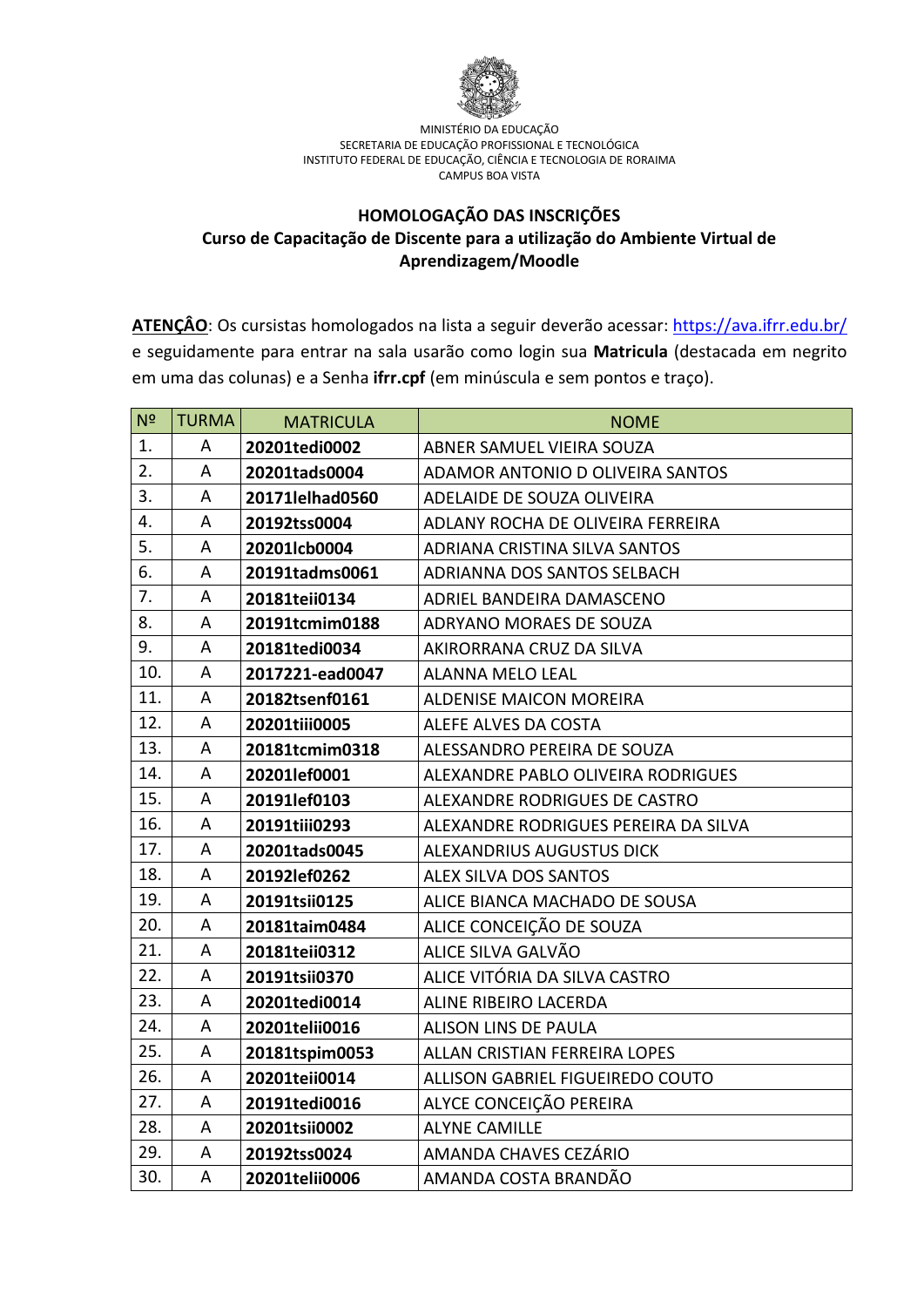MINISTÉRIO DA EDUCAÇÃO
SECRETARIA DE EDUCAÇÃO PROFISSIONAL E TECNOLÓGICA
INSTITUTO FEDERAL DE EDUCAÇÃO, CIÊNCIA E TECNOLOGIA DE RORAIMA
CAMPUS BOA VISTA

## HOMOLOGAÇÃO DAS INSCRIÇÕES
## Curso de Capacitação de Discente para a utilização do Ambiente Virtual de Aprendizagem/Moodle

**ATENÇÂO**: Os cursistas homologados na lista a seguir deverão acessar: https://ava.ifrr.edu.br/ e seguidamente para entrar na sala usarão como login sua **Matricula** (destacada em negrito em uma das colunas) e a Senha **ifrr.cpf** (em minúscula e sem pontos e traço).

| Nº | TURMA | MATRICULA | NOME |
|---|---|---|---|
| 1. | A | **20201tedi0002** | ABNER SAMUEL VIEIRA SOUZA |
| 2. | A | **20201tads0004** | ADAMOR ANTONIO D OLIVEIRA SANTOS |
| 3. | A | **20171lelhad0560** | ADELAIDE DE SOUZA OLIVEIRA |
| 4. | A | **20192tss0004** | ADLANY ROCHA DE OLIVEIRA FERREIRA |
| 5. | A | **20201lcb0004** | ADRIANA CRISTINA SILVA SANTOS |
| 6. | A | **20191tadms0061** | ADRIANNA DOS SANTOS SELBACH |
| 7. | A | **20181teii0134** | ADRIEL BANDEIRA DAMASCENO |
| 8. | A | **20191tcmim0188** | ADRYANO MORAES DE SOUZA |
| 9. | A | **20181tedi0034** | AKIRORRANA CRUZ DA SILVA |
| 10. | A | **2017221-ead0047** | ALANNA MELO LEAL |
| 11. | A | **20182tsenf0161** | ALDENISE MAICON MOREIRA |
| 12. | A | **20201tiii0005** | ALEFE ALVES DA COSTA |
| 13. | A | **20181tcmim0318** | ALESSANDRO PEREIRA DE SOUZA |
| 14. | A | **20201lef0001** | ALEXANDRE PABLO OLIVEIRA RODRIGUES |
| 15. | A | **20191lef0103** | ALEXANDRE RODRIGUES DE CASTRO |
| 16. | A | **20191tiii0293** | ALEXANDRE RODRIGUES PEREIRA DA SILVA |
| 17. | A | **20201tads0045** | ALEXANDRIUS AUGUSTUS DICK |
| 18. | A | **20192lef0262** | ALEX SILVA DOS SANTOS |
| 19. | A | **20191tsii0125** | ALICE BIANCA MACHADO DE SOUSA |
| 20. | A | **20181taim0484** | ALICE CONCEIÇÃO DE SOUZA |
| 21. | A | **20181teii0312** | ALICE SILVA GALVÃO |
| 22. | A | **20191tsii0370** | ALICE VITÓRIA DA SILVA CASTRO |
| 23. | A | **20201tedi0014** | ALINE RIBEIRO LACERDA |
| 24. | A | **20201telii0016** | ALISON LINS DE PAULA |
| 25. | A | **20181tspim0053** | ALLAN CRISTIAN FERREIRA LOPES |
| 26. | A | **20201teii0014** | ALLISON GABRIEL FIGUEIREDO COUTO |
| 27. | A | **20191tedi0016** | ALYCE CONCEIÇÃO PEREIRA |
| 28. | A | **20201tsii0002** | ALYNE CAMILLE |
| 29. | A | **20192tss0024** | AMANDA CHAVES CEZÁRIO |
| 30. | A | **20201telii0006** | AMANDA COSTA BRANDÃO |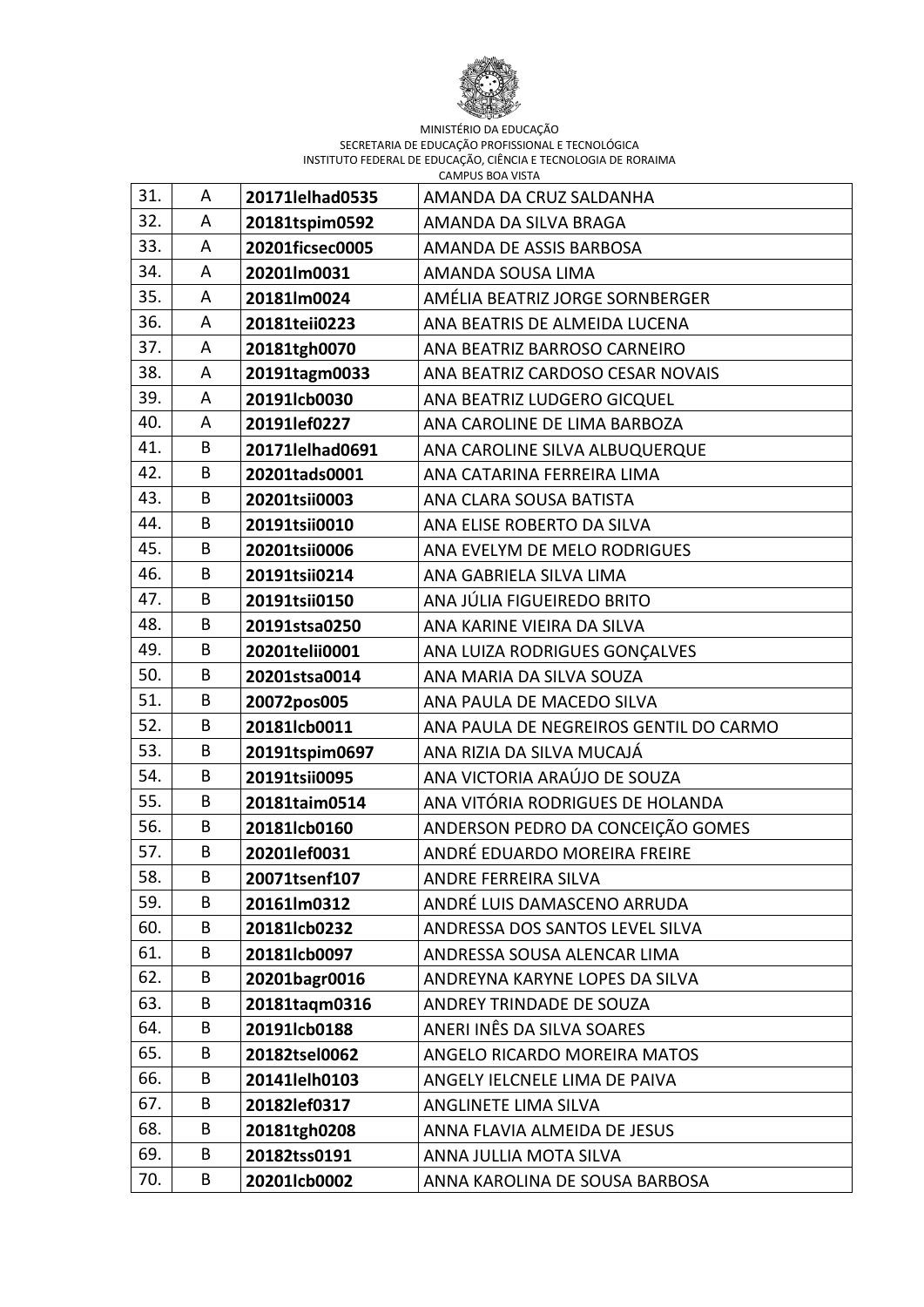MINISTÉRIO DA EDUCAÇÃO
SECRETARIA DE EDUCAÇÃO PROFISSIONAL E TECNOLÓGICA
INSTITUTO FEDERAL DE EDUCAÇÃO, CIÊNCIA E TECNOLOGIA DE RORAIMA
CAMPUS BOA VISTA

| | | | |
|---|---|---|---|
| 31. | A | **20171lelhad0535** | AMANDA DA CRUZ SALDANHA |
| 32. | A | **20181tspim0592** | AMANDA DA SILVA BRAGA |
| 33. | A | **20201ficsec0005** | AMANDA DE ASSIS BARBOSA |
| 34. | A | **20201lm0031** | AMANDA SOUSA LIMA |
| 35. | A | **20181lm0024** | AMÉLIA BEATRIZ JORGE SORNBERGER |
| 36. | A | **20181teii0223** | ANA BEATRIS DE ALMEIDA LUCENA |
| 37. | A | **20181tgh0070** | ANA BEATRIZ BARROSO CARNEIRO |
| 38. | A | **20191tagm0033** | ANA BEATRIZ CARDOSO CESAR NOVAIS |
| 39. | A | **20191lcb0030** | ANA BEATRIZ LUDGERO GICQUEL |
| 40. | A | **20191lef0227** | ANA CAROLINE DE LIMA BARBOZA |
| 41. | B | **20171lelhad0691** | ANA CAROLINE SILVA ALBUQUERQUE |
| 42. | B | **20201tads0001** | ANA CATARINA FERREIRA LIMA |
| 43. | B | **20201tsii0003** | ANA CLARA SOUSA BATISTA |
| 44. | B | **20191tsii0010** | ANA ELISE ROBERTO DA SILVA |
| 45. | B | **20201tsii0006** | ANA EVELYM DE MELO RODRIGUES |
| 46. | B | **20191tsii0214** | ANA GABRIELA SILVA LIMA |
| 47. | B | **20191tsii0150** | ANA JÚLIA FIGUEIREDO BRITO |
| 48. | B | **20191stsa0250** | ANA KARINE VIEIRA DA SILVA |
| 49. | B | **20201telii0001** | ANA LUIZA RODRIGUES GONÇALVES |
| 50. | B | **20201stsa0014** | ANA MARIA DA SILVA SOUZA |
| 51. | B | **20072pos005** | ANA PAULA DE MACEDO SILVA |
| 52. | B | **20181lcb0011** | ANA PAULA DE NEGREIROS GENTIL DO CARMO |
| 53. | B | **20191tspim0697** | ANA RIZIA DA SILVA MUCAJÁ |
| 54. | B | **20191tsii0095** | ANA VICTORIA ARAÚJO DE SOUZA |
| 55. | B | **20181taim0514** | ANA VITÓRIA RODRIGUES DE HOLANDA |
| 56. | B | **20181lcb0160** | ANDERSON PEDRO DA CONCEIÇÃO GOMES |
| 57. | B | **20201lef0031** | ANDRÉ EDUARDO MOREIRA FREIRE |
| 58. | B | **20071tsenf107** | ANDRE FERREIRA SILVA |
| 59. | B | **20161lm0312** | ANDRÉ LUIS DAMASCENO ARRUDA |
| 60. | B | **20181lcb0232** | ANDRESSA DOS SANTOS LEVEL SILVA |
| 61. | B | **20181lcb0097** | ANDRESSA SOUSA ALENCAR LIMA |
| 62. | B | **20201bagr0016** | ANDREYNA KARYNE LOPES DA SILVA |
| 63. | B | **20181taqm0316** | ANDREY TRINDADE DE SOUZA |
| 64. | B | **20191lcb0188** | ANERI INÊS DA SILVA SOARES |
| 65. | B | **20182tsel0062** | ANGELO RICARDO MOREIRA MATOS |
| 66. | B | **20141lelh0103** | ANGELY IELCNELE LIMA DE PAIVA |
| 67. | B | **20182lef0317** | ANGLINETE LIMA SILVA |
| 68. | B | **20181tgh0208** | ANNA FLAVIA ALMEIDA DE JESUS |
| 69. | B | **20182tss0191** | ANNA JULLIA MOTA SILVA |
| 70. | B | **20201lcb0002** | ANNA KAROLINA DE SOUSA BARBOSA |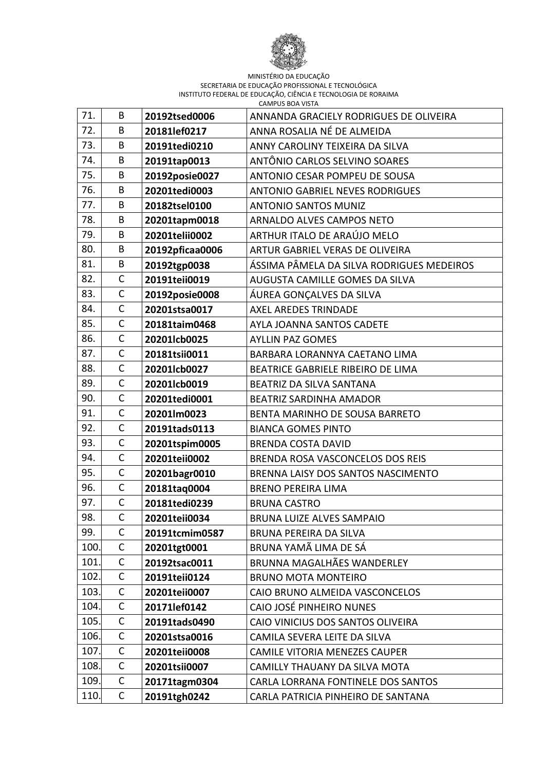MINISTÉRIO DA EDUCAÇÃO
SECRETARIA DE EDUCAÇÃO PROFISSIONAL E TECNOLÓGICA
INSTITUTO FEDERAL DE EDUCAÇÃO, CIÊNCIA E TECNOLOGIA DE RORAIMA
CAMPUS BOA VISTA

| | | | |
|---|---|---|---|
| 71. | B | **20192tsed0006** | ANNANDA GRACIELY RODRIGUES DE OLIVEIRA |
| 72. | B | **20181lef0217** | ANNA ROSALIA NÉ DE ALMEIDA |
| 73. | B | **20191tedi0210** | ANNY CAROLINY TEIXEIRA DA SILVA |
| 74. | B | **20191tap0013** | ANTÔNIO CARLOS SELVINO SOARES |
| 75. | B | **20192posie0027** | ANTONIO CESAR POMPEU DE SOUSA |
| 76. | B | **20201tedi0003** | ANTONIO GABRIEL NEVES RODRIGUES |
| 77. | B | **20182tsel0100** | ANTONIO SANTOS MUNIZ |
| 78. | B | **20201tapm0018** | ARNALDO ALVES CAMPOS NETO |
| 79. | B | **20201telii0002** | ARTHUR ITALO DE ARAÚJO MELO |
| 80. | B | **20192pficaa0006** | ARTUR GABRIEL VERAS DE OLIVEIRA |
| 81. | B | **20192tgp0038** | ÁSSIMA PÂMELA DA SILVA RODRIGUES MEDEIROS |
| 82. | C | **20191teii0019** | AUGUSTA CAMILLE GOMES DA SILVA |
| 83. | C | **20192posie0008** | ÁUREA GONÇALVES DA SILVA |
| 84. | C | **20201stsa0017** | AXEL AREDES TRINDADE |
| 85. | C | **20181taim0468** | AYLA JOANNA SANTOS CADETE |
| 86. | C | **20201lcb0025** | AYLLIN PAZ GOMES |
| 87. | C | **20181tsii0011** | BARBARA LORANNYA CAETANO LIMA |
| 88. | C | **20201lcb0027** | BEATRICE GABRIELE RIBEIRO DE LIMA |
| 89. | C | **20201lcb0019** | BEATRIZ DA SILVA SANTANA |
| 90. | C | **20201tedi0001** | BEATRIZ SARDINHA AMADOR |
| 91. | C | **20201lm0023** | BENTA MARINHO DE SOUSA BARRETO |
| 92. | C | **20191tads0113** | BIANCA GOMES PINTO |
| 93. | C | **20201tspim0005** | BRENDA COSTA DAVID |
| 94. | C | **20201teii0002** | BRENDA ROSA VASCONCELOS DOS REIS |
| 95. | C | **20201bagr0010** | BRENNA LAISY DOS SANTOS NASCIMENTO |
| 96. | C | **20181taq0004** | BRENO PEREIRA LIMA |
| 97. | C | **20181tedi0239** | BRUNA CASTRO |
| 98. | C | **20201teii0034** | BRUNA LUIZE ALVES SAMPAIO |
| 99. | C | **20191tcmim0587** | BRUNA PEREIRA DA SILVA |
| 100. | C | **20201tgt0001** | BRUNA YAMÃ LIMA DE SÁ |
| 101. | C | **20192tsac0011** | BRUNNA MAGALHÃES WANDERLEY |
| 102. | C | **20191teii0124** | BRUNO MOTA MONTEIRO |
| 103. | C | **20201teii0007** | CAIO BRUNO ALMEIDA VASCONCELOS |
| 104. | C | **20171lef0142** | CAIO JOSÉ PINHEIRO NUNES |
| 105. | C | **20191tads0490** | CAIO VINICIUS DOS SANTOS OLIVEIRA |
| 106. | C | **20201stsa0016** | CAMILA SEVERA LEITE DA SILVA |
| 107. | C | **20201teii0008** | CAMILE VITORIA MENEZES CAUPER |
| 108. | C | **20201tsii0007** | CAMILLY THAUANY DA SILVA MOTA |
| 109. | C | **20171tagm0304** | CARLA LORRANA FONTINELE DOS SANTOS |
| 110. | C | **20191tgh0242** | CARLA PATRICIA PINHEIRO DE SANTANA |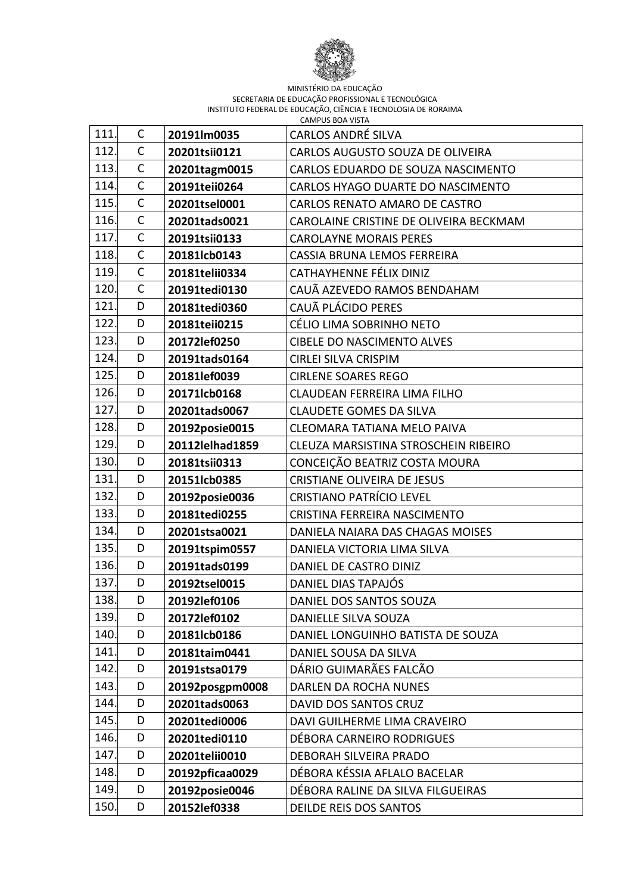MINISTÉRIO DA EDUCAÇÃO
SECRETARIA DE EDUCAÇÃO PROFISSIONAL E TECNOLÓGICA
INSTITUTO FEDERAL DE EDUCAÇÃO, CIÊNCIA E TECNOLOGIA DE RORAIMA
CAMPUS BOA VISTA

| | | | |
|---|---|---|---|
| 111. | C | **20191lm0035** | CARLOS ANDRÉ SILVA |
| 112. | C | **20201tsii0121** | CARLOS AUGUSTO SOUZA DE OLIVEIRA |
| 113. | C | **20201tagm0015** | CARLOS EDUARDO DE SOUZA NASCIMENTO |
| 114. | C | **20191teii0264** | CARLOS HYAGO DUARTE DO NASCIMENTO |
| 115. | C | **20201tsel0001** | CARLOS RENATO AMARO DE CASTRO |
| 116. | C | **20201tads0021** | CAROLAINE CRISTINE DE OLIVEIRA BECKMAM |
| 117. | C | **20191tsii0133** | CAROLAYNE MORAIS PERES |
| 118. | C | **20181lcb0143** | CASSIA BRUNA LEMOS FERREIRA |
| 119. | C | **20181telii0334** | CATHAYHENNE FÉLIX DINIZ |
| 120. | C | **20191tedi0130** | CAUÃ AZEVEDO RAMOS BENDAHAM |
| 121. | D | **20181tedi0360** | CAUÃ PLÁCIDO PERES |
| 122. | D | **20181teii0215** | CÉLIO LIMA SOBRINHO NETO |
| 123. | D | **20172lef0250** | CIBELE DO NASCIMENTO ALVES |
| 124. | D | **20191tads0164** | CIRLEI SILVA CRISPIM |
| 125. | D | **20181lef0039** | CIRLENE SOARES REGO |
| 126. | D | **20171lcb0168** | CLAUDEAN FERREIRA LIMA FILHO |
| 127. | D | **20201tads0067** | CLAUDETE GOMES DA SILVA |
| 128. | D | **20192posie0015** | CLEOMARA TATIANA MELO PAIVA |
| 129. | D | **20112lelhad1859** | CLEUZA MARSISTINA STROSCHEIN RIBEIRO |
| 130. | D | **20181tsii0313** | CONCEIÇÃO BEATRIZ COSTA MOURA |
| 131. | D | **20151lcb0385** | CRISTIANE OLIVEIRA DE JESUS |
| 132. | D | **20192posie0036** | CRISTIANO PATRÍCIO LEVEL |
| 133. | D | **20181tedi0255** | CRISTINA FERREIRA NASCIMENTO |
| 134. | D | **20201stsa0021** | DANIELA NAIARA DAS CHAGAS MOISES |
| 135. | D | **20191tspim0557** | DANIELA VICTORIA LIMA SILVA |
| 136. | D | **20191tads0199** | DANIEL DE CASTRO DINIZ |
| 137. | D | **20192tsel0015** | DANIEL DIAS TAPAJÓS |
| 138. | D | **20192lef0106** | DANIEL DOS SANTOS SOUZA |
| 139. | D | **20172lef0102** | DANIELLE SILVA SOUZA |
| 140. | D | **20181lcb0186** | DANIEL LONGUINHO BATISTA DE SOUZA |
| 141. | D | **20181taim0441** | DANIEL SOUSA DA SILVA |
| 142. | D | **20191stsa0179** | DÁRIO GUIMARÃES FALCÃO |
| 143. | D | **20192posgpm0008** | DARLEN DA ROCHA NUNES |
| 144. | D | **20201tads0063** | DAVID DOS SANTOS CRUZ |
| 145. | D | **20201tedi0006** | DAVI GUILHERME LIMA CRAVEIRO |
| 146. | D | **20201tedi0110** | DÉBORA CARNEIRO RODRIGUES |
| 147. | D | **20201telii0010** | DEBORAH SILVEIRA PRADO |
| 148. | D | **20192pficaa0029** | DÉBORA KÉSSIA AFLALO BACELAR |
| 149. | D | **20192posie0046** | DÉBORA RALINE DA SILVA FILGUEIRAS |
| 150. | D | **20152lef0338** | DEILDE REIS DOS SANTOS |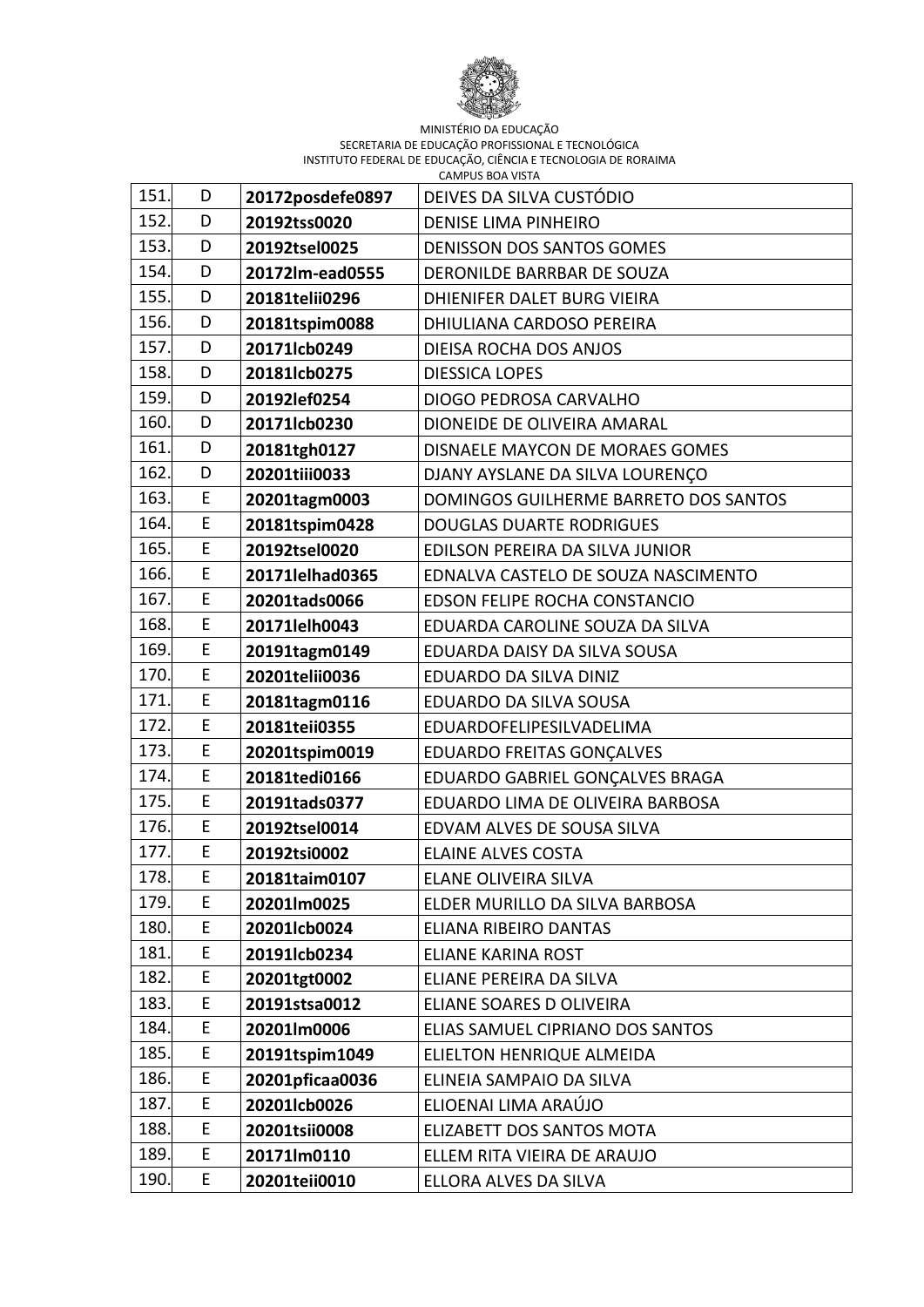MINISTÉRIO DA EDUCAÇÃO
SECRETARIA DE EDUCAÇÃO PROFISSIONAL E TECNOLÓGICA
INSTITUTO FEDERAL DE EDUCAÇÃO, CIÊNCIA E TECNOLOGIA DE RORAIMA
CAMPUS BOA VISTA

| | | | |
|---|---|---|---|
| 151. | D | **20172posdefe0897** | DEIVES DA SILVA CUSTÓDIO |
| 152. | D | **20192tss0020** | DENISE LIMA PINHEIRO |
| 153. | D | **20192tsel0025** | DENISSON DOS SANTOS GOMES |
| 154. | D | **20172lm-ead0555** | DERONILDE BARRBAR DE SOUZA |
| 155. | D | **20181telii0296** | DHIENIFER DALET BURG VIEIRA |
| 156. | D | **20181tspim0088** | DHIULIANA CARDOSO PEREIRA |
| 157. | D | **20171lcb0249** | DIEISA ROCHA DOS ANJOS |
| 158. | D | **20181lcb0275** | DIESSICA LOPES |
| 159. | D | **20192lef0254** | DIOGO PEDROSA CARVALHO |
| 160. | D | **20171lcb0230** | DIONEIDE DE OLIVEIRA AMARAL |
| 161. | D | **20181tgh0127** | DISNAELE MAYCON DE MORAES GOMES |
| 162. | D | **20201tiii0033** | DJANY AYSLANE DA SILVA LOURENÇO |
| 163. | E | **20201tagm0003** | DOMINGOS GUILHERME BARRETO DOS SANTOS |
| 164. | E | **20181tspim0428** | DOUGLAS DUARTE RODRIGUES |
| 165. | E | **20192tsel0020** | EDILSON PEREIRA DA SILVA JUNIOR |
| 166. | E | **20171lelhad0365** | EDNALVA CASTELO DE SOUZA NASCIMENTO |
| 167. | E | **20201tads0066** | EDSON FELIPE ROCHA CONSTANCIO |
| 168. | E | **20171lelh0043** | EDUARDA CAROLINE SOUZA DA SILVA |
| 169. | E | **20191tagm0149** | EDUARDA DAISY DA SILVA SOUSA |
| 170. | E | **20201telii0036** | EDUARDO DA SILVA DINIZ |
| 171. | E | **20181tagm0116** | EDUARDO DA SILVA SOUSA |
| 172. | E | **20181teii0355** | EDUARDOFELIPESILVADELIMA |
| 173. | E | **20201tspim0019** | EDUARDO FREITAS GONÇALVES |
| 174. | E | **20181tedi0166** | EDUARDO GABRIEL GONÇALVES BRAGA |
| 175. | E | **20191tads0377** | EDUARDO LIMA DE OLIVEIRA BARBOSA |
| 176. | E | **20192tsel0014** | EDVAM ALVES DE SOUSA SILVA |
| 177. | E | **20192tsi0002** | ELAINE ALVES COSTA |
| 178. | E | **20181taim0107** | ELANE OLIVEIRA SILVA |
| 179. | E | **20201lm0025** | ELDER MURILLO DA SILVA BARBOSA |
| 180. | E | **20201lcb0024** | ELIANA RIBEIRO DANTAS |
| 181. | E | **20191lcb0234** | ELIANE KARINA ROST |
| 182. | E | **20201tgt0002** | ELIANE PEREIRA DA SILVA |
| 183. | E | **20191stsa0012** | ELIANE SOARES D OLIVEIRA |
| 184. | E | **20201lm0006** | ELIAS SAMUEL CIPRIANO DOS SANTOS |
| 185. | E | **20191tspim1049** | ELIELTON HENRIQUE ALMEIDA |
| 186. | E | **20201pficaa0036** | ELINEIA SAMPAIO DA SILVA |
| 187. | E | **20201lcb0026** | ELIOENAI LIMA ARAÚJO |
| 188. | E | **20201tsii0008** | ELIZABETT DOS SANTOS MOTA |
| 189. | E | **20171lm0110** | ELLEM RITA VIEIRA DE ARAUJO |
| 190. | E | **20201teii0010** | ELLORA ALVES DA SILVA |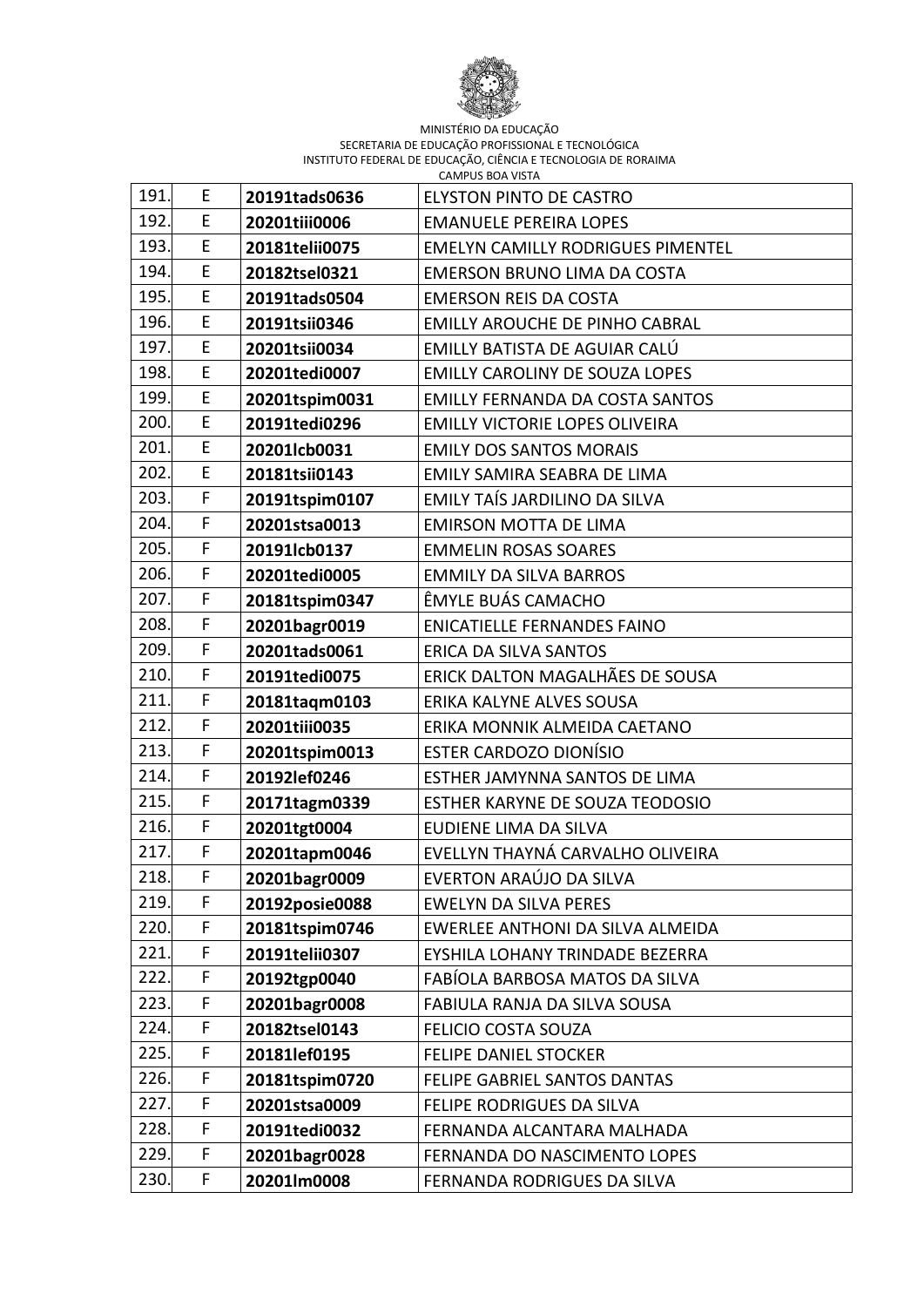MINISTÉRIO DA EDUCAÇÃO
SECRETARIA DE EDUCAÇÃO PROFISSIONAL E TECNOLÓGICA
INSTITUTO FEDERAL DE EDUCAÇÃO, CIÊNCIA E TECNOLOGIA DE RORAIMA
CAMPUS BOA VISTA

| | | | |
|---|---|---|---|
| 191. | E | **20191tads0636** | ELYSTON PINTO DE CASTRO |
| 192. | E | **20201tiii0006** | EMANUELE PEREIRA LOPES |
| 193. | E | **20181telii0075** | EMELYN CAMILLY RODRIGUES PIMENTEL |
| 194. | E | **20182tsel0321** | EMERSON BRUNO LIMA DA COSTA |
| 195. | E | **20191tads0504** | EMERSON REIS DA COSTA |
| 196. | E | **20191tsii0346** | EMILLY AROUCHE DE PINHO CABRAL |
| 197. | E | **20201tsii0034** | EMILLY BATISTA DE AGUIAR CALÚ |
| 198. | E | **20201tedi0007** | EMILLY CAROLINY DE SOUZA LOPES |
| 199. | E | **20201tspim0031** | EMILLY FERNANDA DA COSTA SANTOS |
| 200. | E | **20191tedi0296** | EMILLY VICTORIE LOPES OLIVEIRA |
| 201. | E | **20201lcb0031** | EMILY DOS SANTOS MORAIS |
| 202. | E | **20181tsii0143** | EMILY SAMIRA SEABRA DE LIMA |
| 203. | F | **20191tspim0107** | EMILY TAÍS JARDILINO DA SILVA |
| 204. | F | **20201stsa0013** | EMIRSON MOTTA DE LIMA |
| 205. | F | **20191lcb0137** | EMMELIN ROSAS SOARES |
| 206. | F | **20201tedi0005** | EMMILY DA SILVA BARROS |
| 207. | F | **20181tspim0347** | ÊMYLE BUÁS CAMACHO |
| 208. | F | **20201bagr0019** | ENICATIELLE FERNANDES FAINO |
| 209. | F | **20201tads0061** | ERICA DA SILVA SANTOS |
| 210. | F | **20191tedi0075** | ERICK DALTON MAGALHÃES DE SOUSA |
| 211. | F | **20181taqm0103** | ERIKA KALYNE ALVES SOUSA |
| 212. | F | **20201tiii0035** | ERIKA MONNIK ALMEIDA CAETANO |
| 213. | F | **20201tspim0013** | ESTER CARDOZO DIONÍSIO |
| 214. | F | **20192lef0246** | ESTHER JAMYNNA SANTOS DE LIMA |
| 215. | F | **20171tagm0339** | ESTHER KARYNE DE SOUZA TEODOSIO |
| 216. | F | **20201tgt0004** | EUDIENE LIMA DA SILVA |
| 217. | F | **20201tapm0046** | EVELLYN THAYNÁ CARVALHO OLIVEIRA |
| 218. | F | **20201bagr0009** | EVERTON ARAÚJO DA SILVA |
| 219. | F | **20192posie0088** | EWELYN DA SILVA PERES |
| 220. | F | **20181tspim0746** | EWERLEE ANTHONI DA SILVA ALMEIDA |
| 221. | F | **20191telii0307** | EYSHILA LOHANY TRINDADE BEZERRA |
| 222. | F | **20192tgp0040** | FABÍOLA BARBOSA MATOS DA SILVA |
| 223. | F | **20201bagr0008** | FABIULA RANJA DA SILVA SOUSA |
| 224. | F | **20182tsel0143** | FELICIO COSTA SOUZA |
| 225. | F | **20181lef0195** | FELIPE DANIEL STOCKER |
| 226. | F | **20181tspim0720** | FELIPE GABRIEL SANTOS DANTAS |
| 227. | F | **20201stsa0009** | FELIPE RODRIGUES DA SILVA |
| 228. | F | **20191tedi0032** | FERNANDA ALCANTARA MALHADA |
| 229. | F | **20201bagr0028** | FERNANDA DO NASCIMENTO LOPES |
| 230. | F | **20201lm0008** | FERNANDA RODRIGUES DA SILVA |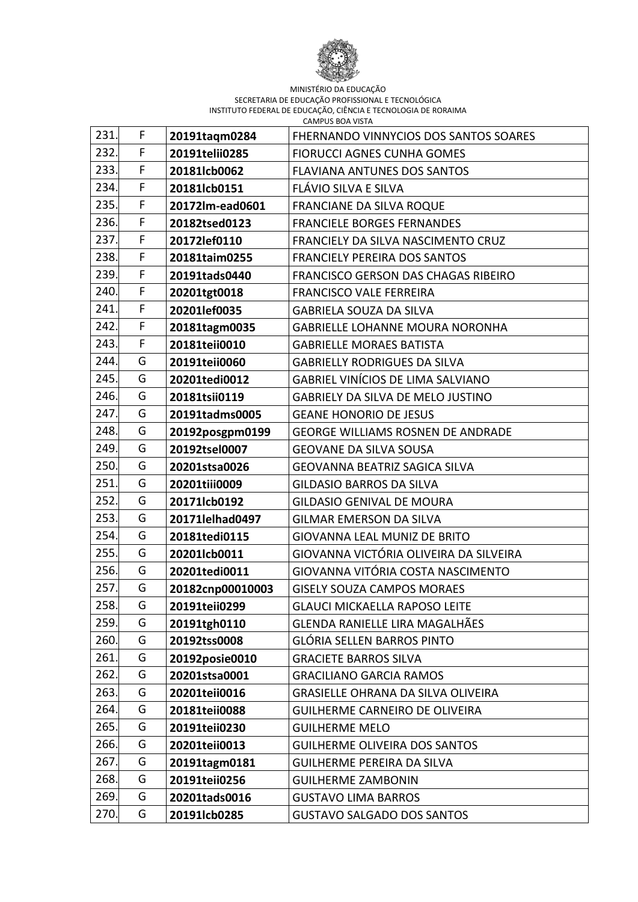MINISTÉRIO DA EDUCAÇÃO
SECRETARIA DE EDUCAÇÃO PROFISSIONAL E TECNOLÓGICA
INSTITUTO FEDERAL DE EDUCAÇÃO, CIÊNCIA E TECNOLOGIA DE RORAIMA
CAMPUS BOA VISTA

| | | | |
|---|---|---|---|
| 231. | F | **20191taqm0284** | FHERNANDO VINNYCIOS DOS SANTOS SOARES |
| 232. | F | **20191telii0285** | FIORUCCI AGNES CUNHA GOMES |
| 233. | F | **20181lcb0062** | FLAVIANA ANTUNES DOS SANTOS |
| 234. | F | **20181lcb0151** | FLÁVIO SILVA E SILVA |
| 235. | F | **20172lm-ead0601** | FRANCIANE DA SILVA ROQUE |
| 236. | F | **20182tsed0123** | FRANCIELE BORGES FERNANDES |
| 237. | F | **20172lef0110** | FRANCIELY DA SILVA NASCIMENTO CRUZ |
| 238. | F | **20181taim0255** | FRANCIELY PEREIRA DOS SANTOS |
| 239. | F | **20191tads0440** | FRANCISCO GERSON DAS CHAGAS RIBEIRO |
| 240. | F | **20201tgt0018** | FRANCISCO VALE FERREIRA |
| 241. | F | **20201lef0035** | GABRIELA SOUZA DA SILVA |
| 242. | F | **20181tagm0035** | GABRIELLE LOHANNE MOURA NORONHA |
| 243. | F | **20181teii0010** | GABRIELLE MORAES BATISTA |
| 244. | G | **20191teii0060** | GABRIELLY RODRIGUES DA SILVA |
| 245. | G | **20201tedi0012** | GABRIEL VINÍCIOS DE LIMA SALVIANO |
| 246. | G | **20181tsii0119** | GABRIELY DA SILVA DE MELO JUSTINO |
| 247. | G | **20191tadms0005** | GEANE HONORIO DE JESUS |
| 248. | G | **20192posgpm0199** | GEORGE WILLIAMS ROSNEN DE ANDRADE |
| 249. | G | **20192tsel0007** | GEOVANE DA SILVA SOUSA |
| 250. | G | **20201stsa0026** | GEOVANNA BEATRIZ SAGICA SILVA |
| 251. | G | **20201tiii0009** | GILDASIO BARROS DA SILVA |
| 252. | G | **20171lcb0192** | GILDASIO GENIVAL DE MOURA |
| 253. | G | **20171lelhad0497** | GILMAR EMERSON DA SILVA |
| 254. | G | **20181tedi0115** | GIOVANNA LEAL MUNIZ DE BRITO |
| 255. | G | **20201lcb0011** | GIOVANNA VICTÓRIA OLIVEIRA DA SILVEIRA |
| 256. | G | **20201tedi0011** | GIOVANNA VITÓRIA COSTA NASCIMENTO |
| 257. | G | **20182cnp00010003** | GISELY SOUZA CAMPOS MORAES |
| 258. | G | **20191teii0299** | GLAUCI MICKAELLA RAPOSO LEITE |
| 259. | G | **20191tgh0110** | GLENDA RANIELLE LIRA MAGALHÃES |
| 260. | G | **20192tss0008** | GLÓRIA SELLEN BARROS PINTO |
| 261. | G | **20192posie0010** | GRACIETE BARROS SILVA |
| 262. | G | **20201stsa0001** | GRACILIANO GARCIA RAMOS |
| 263. | G | **20201teii0016** | GRASIELLE OHRANA DA SILVA OLIVEIRA |
| 264. | G | **20181teii0088** | GUILHERME CARNEIRO DE OLIVEIRA |
| 265. | G | **20191teii0230** | GUILHERME MELO |
| 266. | G | **20201teii0013** | GUILHERME OLIVEIRA DOS SANTOS |
| 267. | G | **20191tagm0181** | GUILHERME PEREIRA DA SILVA |
| 268. | G | **20191teii0256** | GUILHERME ZAMBONIN |
| 269. | G | **20201tads0016** | GUSTAVO LIMA BARROS |
| 270. | G | **20191lcb0285** | GUSTAVO SALGADO DOS SANTOS |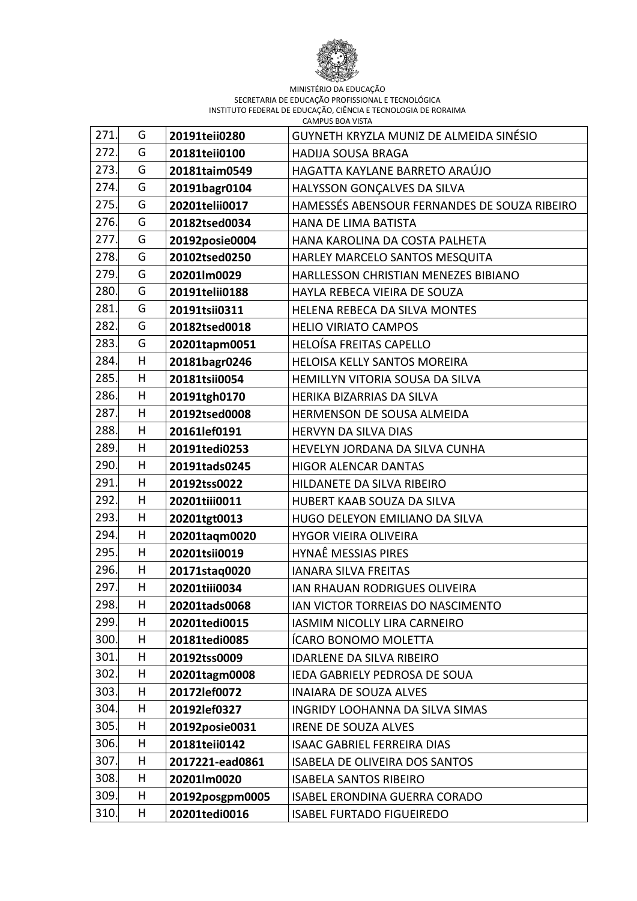MINISTÉRIO DA EDUCAÇÃO
SECRETARIA DE EDUCAÇÃO PROFISSIONAL E TECNOLÓGICA
INSTITUTO FEDERAL DE EDUCAÇÃO, CIÊNCIA E TECNOLOGIA DE RORAIMA
CAMPUS BOA VISTA

| | | | |
|---|---|---|---|
| 271. | G | **20191teii0280** | GUYNETH KRYZLA MUNIZ DE ALMEIDA SINÉSIO |
| 272. | G | **20181teii0100** | HADIJA SOUSA BRAGA |
| 273. | G | **20181taim0549** | HAGATTA KAYLANE BARRETO ARAÚJO |
| 274. | G | **20191bagr0104** | HALYSSON GONÇALVES DA SILVA |
| 275. | G | **20201telii0017** | HAMESSÉS ABENSOUR FERNANDES DE SOUZA RIBEIRO |
| 276. | G | **20182tsed0034** | HANA DE LIMA BATISTA |
| 277. | G | **20192posie0004** | HANA KAROLINA DA COSTA PALHETA |
| 278. | G | **20102tsed0250** | HARLEY MARCELO SANTOS MESQUITA |
| 279. | G | **20201lm0029** | HARLLESSON CHRISTIAN MENEZES BIBIANO |
| 280. | G | **20191telii0188** | HAYLA REBECA VIEIRA DE SOUZA |
| 281. | G | **20191tsii0311** | HELENA REBECA DA SILVA MONTES |
| 282. | G | **20182tsed0018** | HELIO VIRIATO CAMPOS |
| 283. | G | **20201tapm0051** | HELOÍSA FREITAS CAPELLO |
| 284. | H | **20181bagr0246** | HELOISA KELLY SANTOS MOREIRA |
| 285. | H | **20181tsii0054** | HEMILLYN VITORIA SOUSA DA SILVA |
| 286. | H | **20191tgh0170** | HERIKA BIZARRIAS DA SILVA |
| 287. | H | **20192tsed0008** | HERMENSON DE SOUSA ALMEIDA |
| 288. | H | **20161lef0191** | HERVYN DA SILVA DIAS |
| 289. | H | **20191tedi0253** | HEVELYN JORDANA DA SILVA CUNHA |
| 290. | H | **20191tads0245** | HIGOR ALENCAR DANTAS |
| 291. | H | **20192tss0022** | HILDANETE DA SILVA RIBEIRO |
| 292. | H | **20201tiii0011** | HUBERT KAAB SOUZA DA SILVA |
| 293. | H | **20201tgt0013** | HUGO DELEYON EMILIANO DA SILVA |
| 294. | H | **20201taqm0020** | HYGOR VIEIRA OLIVEIRA |
| 295. | H | **20201tsii0019** | HYNAÊ MESSIAS PIRES |
| 296. | H | **20171staq0020** | IANARA SILVA FREITAS |
| 297. | H | **20201tiii0034** | IAN RHAUAN RODRIGUES OLIVEIRA |
| 298. | H | **20201tads0068** | IAN VICTOR TORREIAS DO NASCIMENTO |
| 299. | H | **20201tedi0015** | IASMIM NICOLLY LIRA CARNEIRO |
| 300. | H | **20181tedi0085** | ÍCARO BONOMO MOLETTA |
| 301. | H | **20192tss0009** | IDARLENE DA SILVA RIBEIRO |
| 302. | H | **20201tagm0008** | IEDA GABRIELY PEDROSA DE SOUA |
| 303. | H | **20172lef0072** | INAIARA DE SOUZA ALVES |
| 304. | H | **20192lef0327** | INGRIDY LOOHANNA DA SILVA SIMAS |
| 305. | H | **20192posie0031** | IRENE DE SOUZA ALVES |
| 306. | H | **20181teii0142** | ISAAC GABRIEL FERREIRA DIAS |
| 307. | H | **2017221-ead0861** | ISABELA DE OLIVEIRA DOS SANTOS |
| 308. | H | **20201lm0020** | ISABELA SANTOS RIBEIRO |
| 309. | H | **20192posgpm0005** | ISABEL ERONDINA GUERRA CORADO |
| 310. | H | **20201tedi0016** | ISABEL FURTADO FIGUEIREDO |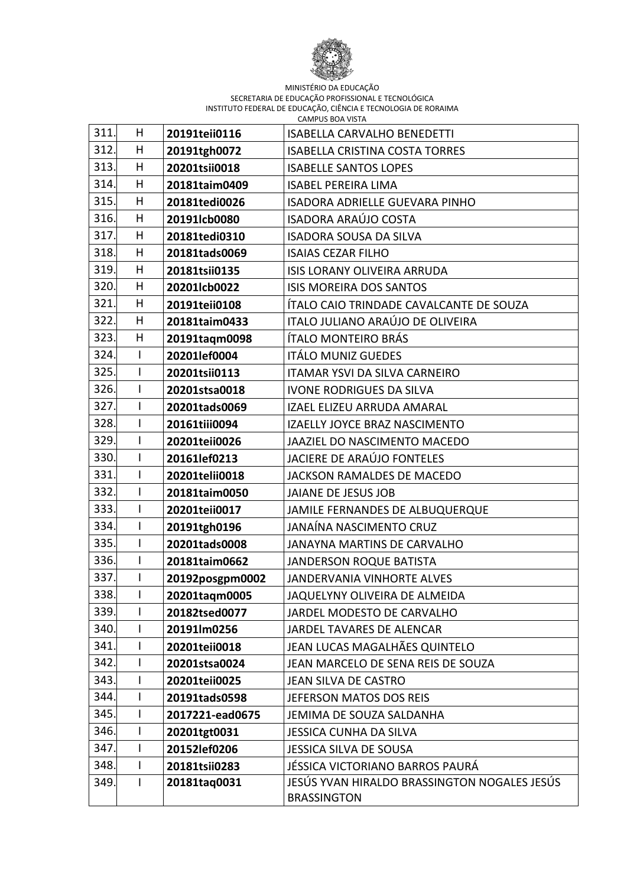MINISTÉRIO DA EDUCAÇÃO
SECRETARIA DE EDUCAÇÃO PROFISSIONAL E TECNOLÓGICA
INSTITUTO FEDERAL DE EDUCAÇÃO, CIÊNCIA E TECNOLOGIA DE RORAIMA
CAMPUS BOA VISTA

| | | | |
|---|---|---|---|
| 311. | H | **20191teii0116** | ISABELLA CARVALHO BENEDETTI |
| 312. | H | **20191tgh0072** | ISABELLA CRISTINA COSTA TORRES |
| 313. | H | **20201tsii0018** | ISABELLE SANTOS LOPES |
| 314. | H | **20181taim0409** | ISABEL PEREIRA LIMA |
| 315. | H | **20181tedi0026** | ISADORA ADRIELLE GUEVARA PINHO |
| 316. | H | **20191lcb0080** | ISADORA ARAÚJO COSTA |
| 317. | H | **20181tedi0310** | ISADORA SOUSA DA SILVA |
| 318. | H | **20181tads0069** | ISAIAS CEZAR FILHO |
| 319. | H | **20181tsii0135** | ISIS LORANY OLIVEIRA ARRUDA |
| 320. | H | **20201lcb0022** | ISIS MOREIRA DOS SANTOS |
| 321. | H | **20191teii0108** | ÍTALO CAIO TRINDADE CAVALCANTE DE SOUZA |
| 322. | H | **20181taim0433** | ITALO JULIANO ARAÚJO DE OLIVEIRA |
| 323. | H | **20191taqm0098** | ÍTALO MONTEIRO BRÁS |
| 324. | I | **20201lef0004** | ITÁLO MUNIZ GUEDES |
| 325. | I | **20201tsii0113** | ITAMAR YSVI DA SILVA CARNEIRO |
| 326. | I | **20201stsa0018** | IVONE RODRIGUES DA SILVA |
| 327. | I | **20201tads0069** | IZAEL ELIZEU ARRUDA AMARAL |
| 328. | I | **20161tiii0094** | IZAELLY JOYCE BRAZ NASCIMENTO |
| 329. | I | **20201teii0026** | JAAZIEL DO NASCIMENTO MACEDO |
| 330. | I | **20161lef0213** | JACIERE DE ARAÚJO FONTELES |
| 331. | I | **20201telii0018** | JACKSON RAMALDES DE MACEDO |
| 332. | I | **20181taim0050** | JAIANE DE JESUS JOB |
| 333. | I | **20201teii0017** | JAMILE FERNANDES DE ALBUQUERQUE |
| 334. | I | **20191tgh0196** | JANAÍNA NASCIMENTO CRUZ |
| 335. | I | **20201tads0008** | JANAYNA MARTINS DE CARVALHO |
| 336. | I | **20181taim0662** | JANDERSON ROQUE BATISTA |
| 337. | I | **20192posgpm0002** | JANDERVANIA VINHORTE ALVES |
| 338. | I | **20201taqm0005** | JAQUELYNY OLIVEIRA DE ALMEIDA |
| 339. | I | **20182tsed0077** | JARDEL MODESTO DE CARVALHO |
| 340. | I | **20191lm0256** | JARDEL TAVARES DE ALENCAR |
| 341. | I | **20201teii0018** | JEAN LUCAS MAGALHÃES QUINTELO |
| 342. | I | **20201stsa0024** | JEAN MARCELO DE SENA REIS DE SOUZA |
| 343. | I | **20201teii0025** | JEAN SILVA DE CASTRO |
| 344. | I | **20191tads0598** | JEFERSON MATOS DOS REIS |
| 345. | I | **2017221-ead0675** | JEMIMA DE SOUZA SALDANHA |
| 346. | I | **20201tgt0031** | JESSICA CUNHA DA SILVA |
| 347. | I | **20152lef0206** | JESSICA SILVA DE SOUSA |
| 348. | I | **20181tsii0283** | JÉSSICA VICTORIANO BARROS PAURÁ |
| 349. | I | **20181taq0031** | JESÚS YVAN HIRALDO BRASSINGTON NOGALES JESÚS BRASSINGTON |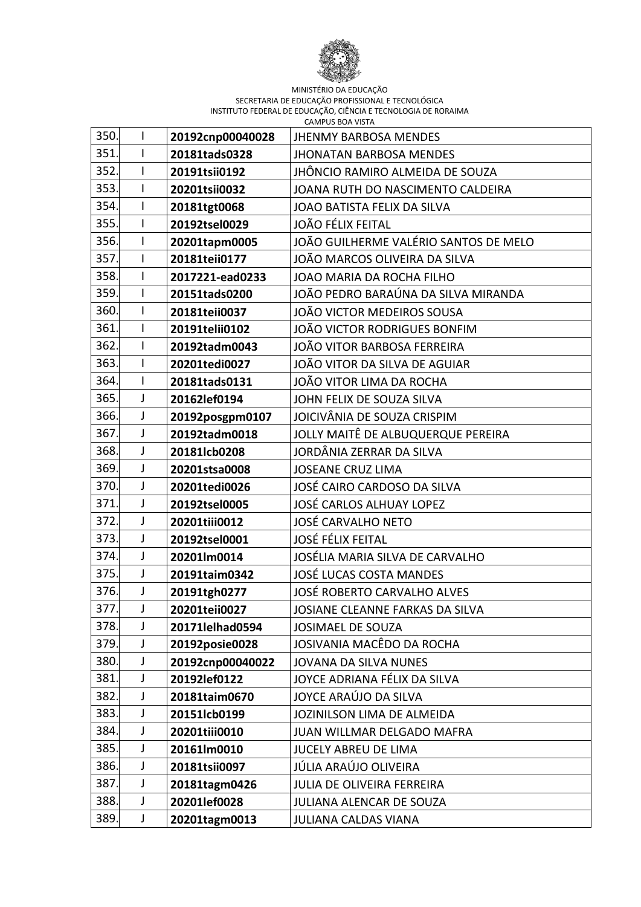MINISTÉRIO DA EDUCAÇÃO
SECRETARIA DE EDUCAÇÃO PROFISSIONAL E TECNOLÓGICA
INSTITUTO FEDERAL DE EDUCAÇÃO, CIÊNCIA E TECNOLOGIA DE RORAIMA
CAMPUS BOA VISTA

| | | | |
|---|---|---|---|
| 350. | I | **20192cnp00040028** | JHENMY BARBOSA MENDES |
| 351. | I | **20181tads0328** | JHONATAN BARBOSA MENDES |
| 352. | I | **20191tsii0192** | JHÔNCIO RAMIRO ALMEIDA DE SOUZA |
| 353. | I | **20201tsii0032** | JOANA RUTH DO NASCIMENTO CALDEIRA |
| 354. | I | **20181tgt0068** | JOAO BATISTA FELIX DA SILVA |
| 355. | I | **20192tsel0029** | JOÃO FÉLIX FEITAL |
| 356. | I | **20201tapm0005** | JOÃO GUILHERME VALÉRIO SANTOS DE MELO |
| 357. | I | **20181teii0177** | JOÃO MARCOS OLIVEIRA DA SILVA |
| 358. | I | **2017221-ead0233** | JOAO MARIA DA ROCHA FILHO |
| 359. | I | **20151tads0200** | JOÃO PEDRO BARAÚNA DA SILVA MIRANDA |
| 360. | I | **20181teii0037** | JOÃO VICTOR MEDEIROS SOUSA |
| 361. | I | **20191telii0102** | JOÃO VICTOR RODRIGUES BONFIM |
| 362. | I | **20192tadm0043** | JOÃO VITOR BARBOSA FERREIRA |
| 363. | I | **20201tedi0027** | JOÃO VITOR DA SILVA DE AGUIAR |
| 364. | I | **20181tads0131** | JOÃO VITOR LIMA DA ROCHA |
| 365. | J | **20162lef0194** | JOHN FELIX DE SOUZA SILVA |
| 366. | J | **20192posgpm0107** | JOICIVÂNIA DE SOUZA CRISPIM |
| 367. | J | **20192tadm0018** | JOLLY MAITÊ DE ALBUQUERQUE PEREIRA |
| 368. | J | **20181lcb0208** | JORDÂNIA ZERRAR DA SILVA |
| 369. | J | **20201stsa0008** | JOSEANE CRUZ LIMA |
| 370. | J | **20201tedi0026** | JOSÉ CAIRO CARDOSO DA SILVA |
| 371. | J | **20192tsel0005** | JOSÉ CARLOS ALHUAY LOPEZ |
| 372. | J | **20201tiii0012** | JOSÉ CARVALHO NETO |
| 373. | J | **20192tsel0001** | JOSÉ FÉLIX FEITAL |
| 374. | J | **20201lm0014** | JOSÉLIA MARIA SILVA DE CARVALHO |
| 375. | J | **20191taim0342** | JOSÉ LUCAS COSTA MANDES |
| 376. | J | **20191tgh0277** | JOSÉ ROBERTO CARVALHO ALVES |
| 377. | J | **20201teii0027** | JOSIANE CLEANNE FARKAS DA SILVA |
| 378. | J | **20171lelhad0594** | JOSIMAEL DE SOUZA |
| 379. | J | **20192posie0028** | JOSIVANIA MACÊDO DA ROCHA |
| 380. | J | **20192cnp00040022** | JOVANA DA SILVA NUNES |
| 381. | J | **20192lef0122** | JOYCE ADRIANA FÉLIX DA SILVA |
| 382. | J | **20181taim0670** | JOYCE ARAÚJO DA SILVA |
| 383. | J | **20151lcb0199** | JOZINILSON LIMA DE ALMEIDA |
| 384. | J | **20201tiii0010** | JUAN WILLMAR DELGADO MAFRA |
| 385. | J | **20161lm0010** | JUCELY ABREU DE LIMA |
| 386. | J | **20181tsii0097** | JÚLIA ARAÚJO OLIVEIRA |
| 387. | J | **20181tagm0426** | JULIA DE OLIVEIRA FERREIRA |
| 388. | J | **20201lef0028** | JULIANA ALENCAR DE SOUZA |
| 389. | J | **20201tagm0013** | JULIANA CALDAS VIANA |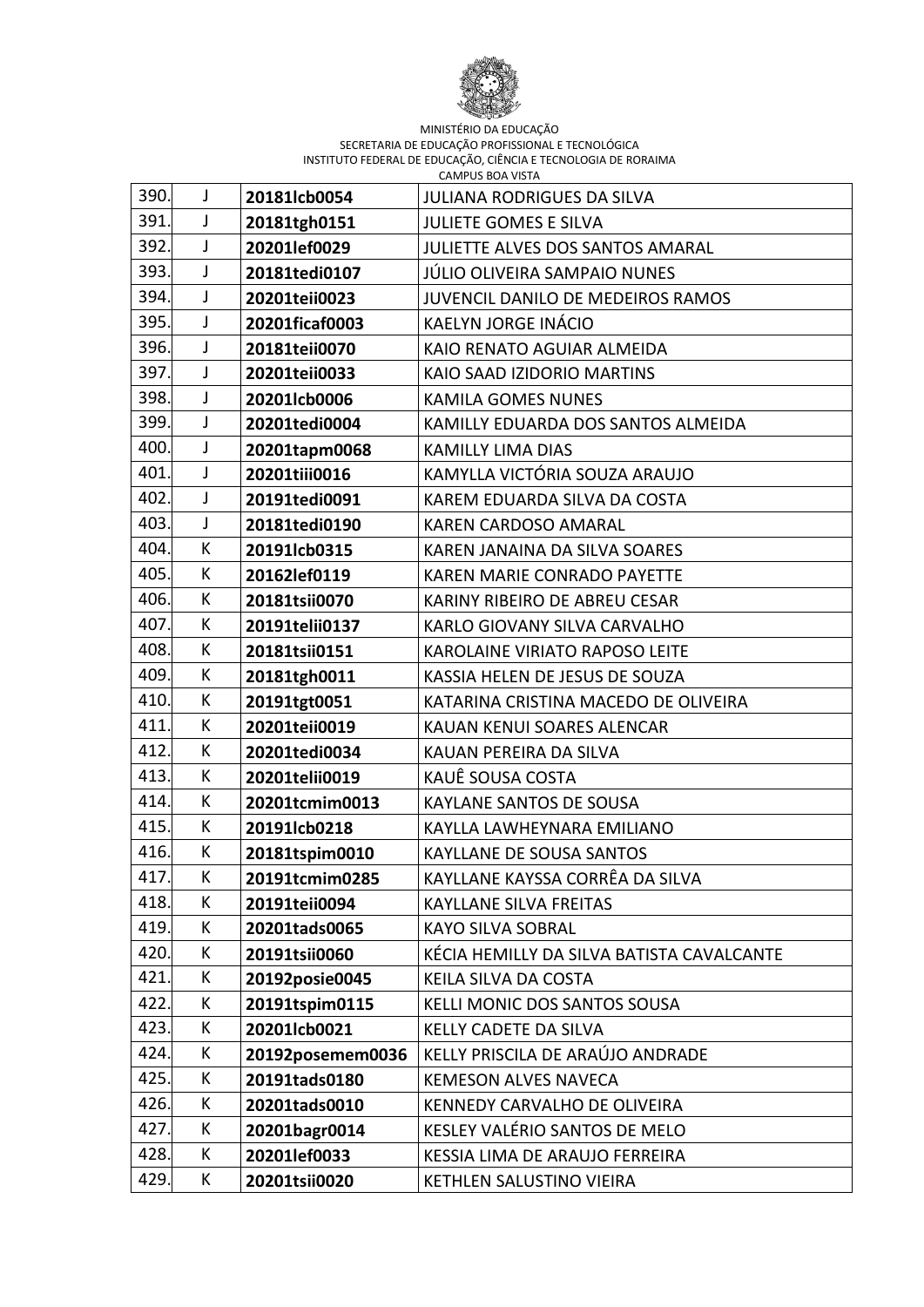MINISTÉRIO DA EDUCAÇÃO
SECRETARIA DE EDUCAÇÃO PROFISSIONAL E TECNOLÓGICA
INSTITUTO FEDERAL DE EDUCAÇÃO, CIÊNCIA E TECNOLOGIA DE RORAIMA
CAMPUS BOA VISTA

| | | | |
|---|---|---|---|
| 390. | J | **20181lcb0054** | JULIANA RODRIGUES DA SILVA |
| 391. | J | **20181tgh0151** | JULIETE GOMES E SILVA |
| 392. | J | **20201lef0029** | JULIETTE ALVES DOS SANTOS AMARAL |
| 393. | J | **20181tedi0107** | JÚLIO OLIVEIRA SAMPAIO NUNES |
| 394. | J | **20201teii0023** | JUVENCIL DANILO DE MEDEIROS RAMOS |
| 395. | J | **20201ficaf0003** | KAELYN JORGE INÁCIO |
| 396. | J | **20181teii0070** | KAIO RENATO AGUIAR ALMEIDA |
| 397. | J | **20201teii0033** | KAIO SAAD IZIDORIO MARTINS |
| 398. | J | **20201lcb0006** | KAMILA GOMES NUNES |
| 399. | J | **20201tedi0004** | KAMILLY EDUARDA DOS SANTOS ALMEIDA |
| 400. | J | **20201tapm0068** | KAMILLY LIMA DIAS |
| 401. | J | **20201tiii0016** | KAMYLLA VICTÓRIA SOUZA ARAUJO |
| 402. | J | **20191tedi0091** | KAREM EDUARDA SILVA DA COSTA |
| 403. | J | **20181tedi0190** | KAREN CARDOSO AMARAL |
| 404. | K | **20191lcb0315** | KAREN JANAINA DA SILVA SOARES |
| 405. | K | **20162lef0119** | KAREN MARIE CONRADO PAYETTE |
| 406. | K | **20181tsii0070** | KARINY RIBEIRO DE ABREU CESAR |
| 407. | K | **20191telii0137** | KARLO GIOVANY SILVA CARVALHO |
| 408. | K | **20181tsii0151** | KAROLAINE VIRIATO RAPOSO LEITE |
| 409. | K | **20181tgh0011** | KASSIA HELEN DE JESUS DE SOUZA |
| 410. | K | **20191tgt0051** | KATARINA CRISTINA MACEDO DE OLIVEIRA |
| 411. | K | **20201teii0019** | KAUAN KENUI SOARES ALENCAR |
| 412. | K | **20201tedi0034** | KAUAN PEREIRA DA SILVA |
| 413. | K | **20201telii0019** | KAUÊ SOUSA COSTA |
| 414. | K | **20201tcmim0013** | KAYLANE SANTOS DE SOUSA |
| 415. | K | **20191lcb0218** | KAYLLA LAWHEYNARA EMILIANO |
| 416. | K | **20181tspim0010** | KAYLLANE DE SOUSA SANTOS |
| 417. | K | **20191tcmim0285** | KAYLLANE KAYSSA CORRÊA DA SILVA |
| 418. | K | **20191teii0094** | KAYLLANE SILVA FREITAS |
| 419. | K | **20201tads0065** | KAYO SILVA SOBRAL |
| 420. | K | **20191tsii0060** | KÉCIA HEMILLY DA SILVA BATISTA CAVALCANTE |
| 421. | K | **20192posie0045** | KEILA SILVA DA COSTA |
| 422. | K | **20191tspim0115** | KELLI MONIC DOS SANTOS SOUSA |
| 423. | K | **20201lcb0021** | KELLY CADETE DA SILVA |
| 424. | K | **20192posemem0036** | KELLY PRISCILA DE ARAÚJO ANDRADE |
| 425. | K | **20191tads0180** | KEMESON ALVES NAVECA |
| 426. | K | **20201tads0010** | KENNEDY CARVALHO DE OLIVEIRA |
| 427. | K | **20201bagr0014** | KESLEY VALÉRIO SANTOS DE MELO |
| 428. | K | **20201lef0033** | KESSIA LIMA DE ARAUJO FERREIRA |
| 429. | K | **20201tsii0020** | KETHLEN SALUSTINO VIEIRA |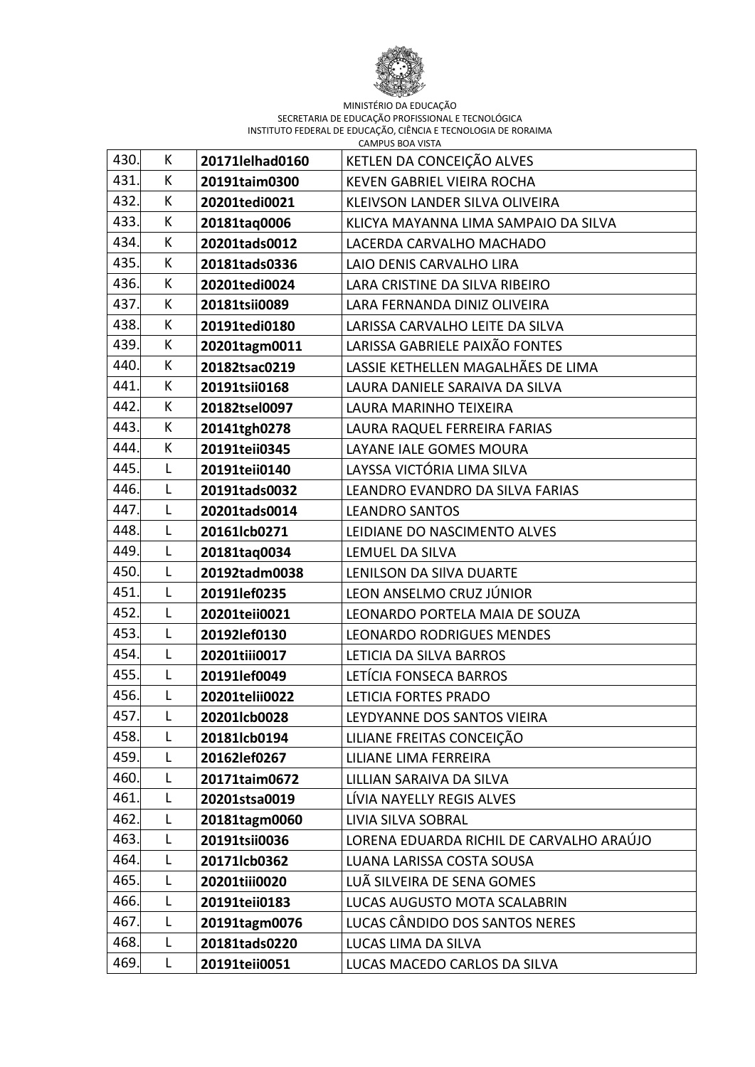MINISTÉRIO DA EDUCAÇÃO
SECRETARIA DE EDUCAÇÃO PROFISSIONAL E TECNOLÓGICA
INSTITUTO FEDERAL DE EDUCAÇÃO, CIÊNCIA E TECNOLOGIA DE RORAIMA
CAMPUS BOA VISTA

| | | | |
|---|---|---|---|
| 430. | K | **20171lelhad0160** | KETLEN DA CONCEIÇÃO ALVES |
| 431. | K | **20191taim0300** | KEVEN GABRIEL VIEIRA ROCHA |
| 432. | K | **20201tedi0021** | KLEIVSON LANDER SILVA OLIVEIRA |
| 433. | K | **20181taq0006** | KLICYA MAYANNA LIMA SAMPAIO DA SILVA |
| 434. | K | **20201tads0012** | LACERDA CARVALHO MACHADO |
| 435. | K | **20181tads0336** | LAIO DENIS CARVALHO LIRA |
| 436. | K | **20201tedi0024** | LARA CRISTINE DA SILVA RIBEIRO |
| 437. | K | **20181tsii0089** | LARA FERNANDA DINIZ OLIVEIRA |
| 438. | K | **20191tedi0180** | LARISSA CARVALHO LEITE DA SILVA |
| 439. | K | **20201tagm0011** | LARISSA GABRIELE PAIXÃO FONTES |
| 440. | K | **20182tsac0219** | LASSIE KETHELLEN MAGALHÃES DE LIMA |
| 441. | K | **20191tsii0168** | LAURA DANIELE SARAIVA DA SILVA |
| 442. | K | **20182tsel0097** | LAURA MARINHO TEIXEIRA |
| 443. | K | **20141tgh0278** | LAURA RAQUEL FERREIRA FARIAS |
| 444. | K | **20191teii0345** | LAYANE IALE GOMES MOURA |
| 445. | L | **20191teii0140** | LAYSSA VICTÓRIA LIMA SILVA |
| 446. | L | **20191tads0032** | LEANDRO EVANDRO DA SILVA FARIAS |
| 447. | L | **20201tads0014** | LEANDRO SANTOS |
| 448. | L | **20161lcb0271** | LEIDIANE DO NASCIMENTO ALVES |
| 449. | L | **20181taq0034** | LEMUEL DA SILVA |
| 450. | L | **20192tadm0038** | LENILSON DA SIlVA DUARTE |
| 451. | L | **20191lef0235** | LEON ANSELMO CRUZ JÚNIOR |
| 452. | L | **20201teii0021** | LEONARDO PORTELA MAIA DE SOUZA |
| 453. | L | **20192lef0130** | LEONARDO RODRIGUES MENDES |
| 454. | L | **20201tiii0017** | LETICIA DA SILVA BARROS |
| 455. | L | **20191lef0049** | LETÍCIA FONSECA BARROS |
| 456. | L | **20201telii0022** | LETICIA FORTES PRADO |
| 457. | L | **20201lcb0028** | LEYDYANNE DOS SANTOS VIEIRA |
| 458. | L | **20181lcb0194** | LILIANE FREITAS CONCEIÇÃO |
| 459. | L | **20162lef0267** | LILIANE LIMA FERREIRA |
| 460. | L | **20171taim0672** | LILLIAN SARAIVA DA SILVA |
| 461. | L | **20201stsa0019** | LÍVIA NAYELLY REGIS ALVES |
| 462. | L | **20181tagm0060** | LIVIA SILVA SOBRAL |
| 463. | L | **20191tsii0036** | LORENA EDUARDA RICHIL DE CARVALHO ARAÚJO |
| 464. | L | **20171lcb0362** | LUANA LARISSA COSTA SOUSA |
| 465. | L | **20201tiii0020** | LUÃ SILVEIRA DE SENA GOMES |
| 466. | L | **20191teii0183** | LUCAS AUGUSTO MOTA SCALABRIN |
| 467. | L | **20191tagm0076** | LUCAS CÂNDIDO DOS SANTOS NERES |
| 468. | L | **20181tads0220** | LUCAS LIMA DA SILVA |
| 469. | L | **20191teii0051** | LUCAS MACEDO CARLOS DA SILVA |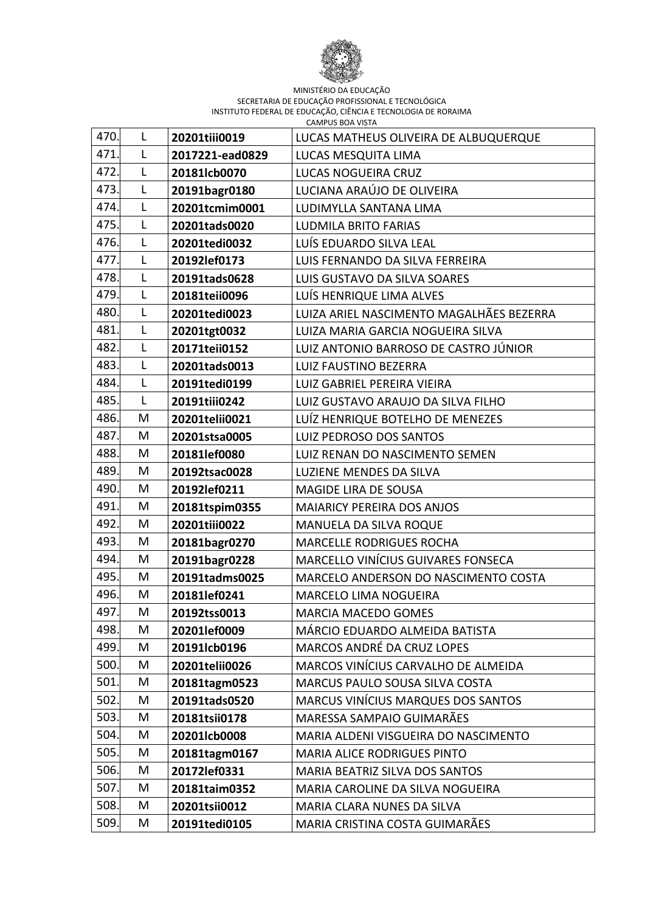MINISTÉRIO DA EDUCAÇÃO
SECRETARIA DE EDUCAÇÃO PROFISSIONAL E TECNOLÓGICA
INSTITUTO FEDERAL DE EDUCAÇÃO, CIÊNCIA E TECNOLOGIA DE RORAIMA
CAMPUS BOA VISTA

| | | | |
|---|---|---|---|
| 470. | L | **20201tiii0019** | LUCAS MATHEUS OLIVEIRA DE ALBUQUERQUE |
| 471. | L | **2017221-ead0829** | LUCAS MESQUITA LIMA |
| 472. | L | **20181lcb0070** | LUCAS NOGUEIRA CRUZ |
| 473. | L | **20191bagr0180** | LUCIANA ARAÚJO DE OLIVEIRA |
| 474. | L | **20201tcmim0001** | LUDIMYLLA SANTANA LIMA |
| 475. | L | **20201tads0020** | LUDMILA BRITO FARIAS |
| 476. | L | **20201tedi0032** | LUÍS EDUARDO SILVA LEAL |
| 477. | L | **20192lef0173** | LUIS FERNANDO DA SILVA FERREIRA |
| 478. | L | **20191tads0628** | LUIS GUSTAVO DA SILVA SOARES |
| 479. | L | **20181teii0096** | LUÍS HENRIQUE LIMA ALVES |
| 480. | L | **20201tedi0023** | LUIZA ARIEL NASCIMENTO MAGALHÃES BEZERRA |
| 481. | L | **20201tgt0032** | LUIZA MARIA GARCIA NOGUEIRA SILVA |
| 482. | L | **20171teii0152** | LUIZ ANTONIO BARROSO DE CASTRO JÚNIOR |
| 483. | L | **20201tads0013** | LUIZ FAUSTINO BEZERRA |
| 484. | L | **20191tedi0199** | LUIZ GABRIEL PEREIRA VIEIRA |
| 485. | L | **20191tiii0242** | LUIZ GUSTAVO ARAUJO DA SILVA FILHO |
| 486. | M | **20201telii0021** | LUÍZ HENRIQUE BOTELHO DE MENEZES |
| 487. | M | **20201stsa0005** | LUIZ PEDROSO DOS SANTOS |
| 488. | M | **20181lef0080** | LUIZ RENAN DO NASCIMENTO SEMEN |
| 489. | M | **20192tsac0028** | LUZIENE MENDES DA SILVA |
| 490. | M | **20192lef0211** | MAGIDE LIRA DE SOUSA |
| 491. | M | **20181tspim0355** | MAIARICY PEREIRA DOS ANJOS |
| 492. | M | **20201tiii0022** | MANUELA DA SILVA ROQUE |
| 493. | M | **20181bagr0270** | MARCELLE RODRIGUES ROCHA |
| 494. | M | **20191bagr0228** | MARCELLO VINÍCIUS GUIVARES FONSECA |
| 495. | M | **20191tadms0025** | MARCELO ANDERSON DO NASCIMENTO COSTA |
| 496. | M | **20181lef0241** | MARCELO LIMA NOGUEIRA |
| 497. | M | **20192tss0013** | MARCIA MACEDO GOMES |
| 498. | M | **20201lef0009** | MÁRCIO EDUARDO ALMEIDA BATISTA |
| 499. | M | **20191lcb0196** | MARCOS ANDRÉ DA CRUZ LOPES |
| 500. | M | **20201telii0026** | MARCOS VINÍCIUS CARVALHO DE ALMEIDA |
| 501. | M | **20181tagm0523** | MARCUS PAULO SOUSA SILVA COSTA |
| 502. | M | **20191tads0520** | MARCUS VINÍCIUS MARQUES DOS SANTOS |
| 503. | M | **20181tsii0178** | MARESSA SAMPAIO GUIMARÃES |
| 504. | M | **20201lcb0008** | MARIA ALDENI VISGUEIRA DO NASCIMENTO |
| 505. | M | **20181tagm0167** | MARIA ALICE RODRIGUES PINTO |
| 506. | M | **20172lef0331** | MARIA BEATRIZ SILVA DOS SANTOS |
| 507. | M | **20181taim0352** | MARIA CAROLINE DA SILVA NOGUEIRA |
| 508. | M | **20201tsii0012** | MARIA CLARA NUNES DA SILVA |
| 509. | M | **20191tedi0105** | MARIA CRISTINA COSTA GUIMARÃES |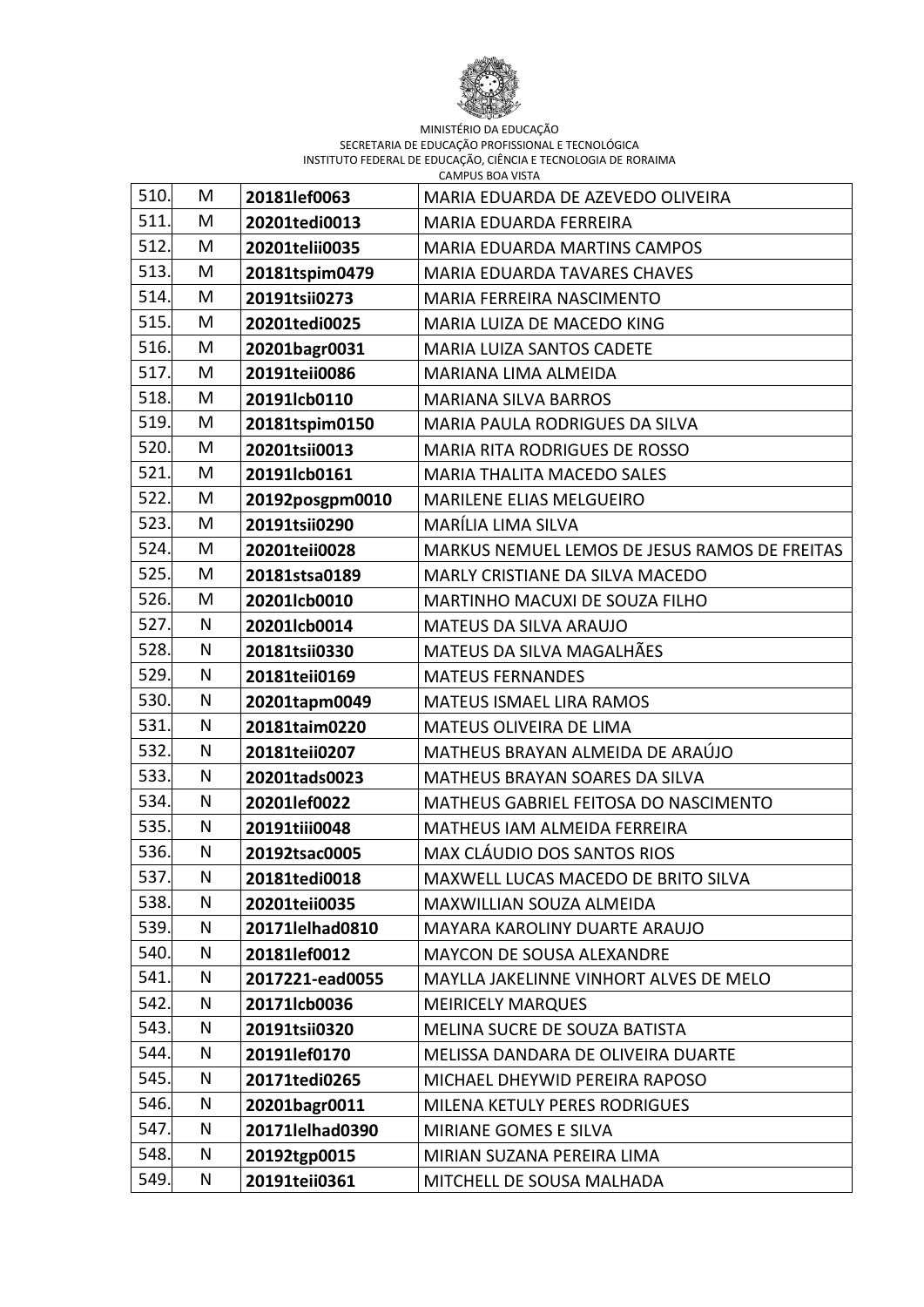MINISTÉRIO DA EDUCAÇÃO
SECRETARIA DE EDUCAÇÃO PROFISSIONAL E TECNOLÓGICA
INSTITUTO FEDERAL DE EDUCAÇÃO, CIÊNCIA E TECNOLOGIA DE RORAIMA
CAMPUS BOA VISTA

| | | | |
|---|---|---|---|
| 510. | M | **20181lef0063** | MARIA EDUARDA DE AZEVEDO OLIVEIRA |
| 511. | M | **20201tedi0013** | MARIA EDUARDA FERREIRA |
| 512. | M | **20201telii0035** | MARIA EDUARDA MARTINS CAMPOS |
| 513. | M | **20181tspim0479** | MARIA EDUARDA TAVARES CHAVES |
| 514. | M | **20191tsii0273** | MARIA FERREIRA NASCIMENTO |
| 515. | M | **20201tedi0025** | MARIA LUIZA DE MACEDO KING |
| 516. | M | **20201bagr0031** | MARIA LUIZA SANTOS CADETE |
| 517. | M | **20191teii0086** | MARIANA LIMA ALMEIDA |
| 518. | M | **20191lcb0110** | MARIANA SILVA BARROS |
| 519. | M | **20181tspim0150** | MARIA PAULA RODRIGUES DA SILVA |
| 520. | M | **20201tsii0013** | MARIA RITA RODRIGUES DE ROSSO |
| 521. | M | **20191lcb0161** | MARIA THALITA MACEDO SALES |
| 522. | M | **20192posgpm0010** | MARILENE ELIAS MELGUEIRO |
| 523. | M | **20191tsii0290** | MARÍLIA LIMA SILVA |
| 524. | M | **20201teii0028** | MARKUS NEMUEL LEMOS DE JESUS RAMOS DE FREITAS |
| 525. | M | **20181stsa0189** | MARLY CRISTIANE DA SILVA MACEDO |
| 526. | M | **20201lcb0010** | MARTINHO MACUXI DE SOUZA FILHO |
| 527. | N | **20201lcb0014** | MATEUS DA SILVA ARAUJO |
| 528. | N | **20181tsii0330** | MATEUS DA SILVA MAGALHÃES |
| 529. | N | **20181teii0169** | MATEUS FERNANDES |
| 530. | N | **20201tapm0049** | MATEUS ISMAEL LIRA RAMOS |
| 531. | N | **20181taim0220** | MATEUS OLIVEIRA DE LIMA |
| 532. | N | **20181teii0207** | MATHEUS BRAYAN ALMEIDA DE ARAÚJO |
| 533. | N | **20201tads0023** | MATHEUS BRAYAN SOARES DA SILVA |
| 534. | N | **20201lef0022** | MATHEUS GABRIEL FEITOSA DO NASCIMENTO |
| 535. | N | **20191tiii0048** | MATHEUS IAM ALMEIDA FERREIRA |
| 536. | N | **20192tsac0005** | MAX CLÁUDIO DOS SANTOS RIOS |
| 537. | N | **20181tedi0018** | MAXWELL LUCAS MACEDO DE BRITO SILVA |
| 538. | N | **20201teii0035** | MAXWILLIAN SOUZA ALMEIDA |
| 539. | N | **20171lelhad0810** | MAYARA KAROLINY DUARTE ARAUJO |
| 540. | N | **20181lef0012** | MAYCON DE SOUSA ALEXANDRE |
| 541. | N | **2017221-ead0055** | MAYLLA JAKELINNE VINHORT ALVES DE MELO |
| 542. | N | **20171lcb0036** | MEIRICELY MARQUES |
| 543. | N | **20191tsii0320** | MELINA SUCRE DE SOUZA BATISTA |
| 544. | N | **20191lef0170** | MELISSA DANDARA DE OLIVEIRA DUARTE |
| 545. | N | **20171tedi0265** | MICHAEL DHEYWID PEREIRA RAPOSO |
| 546. | N | **20201bagr0011** | MILENA KETULY PERES RODRIGUES |
| 547. | N | **20171lelhad0390** | MIRIANE GOMES E SILVA |
| 548. | N | **20192tgp0015** | MIRIAN SUZANA PEREIRA LIMA |
| 549. | N | **20191teii0361** | MITCHELL DE SOUSA MALHADA |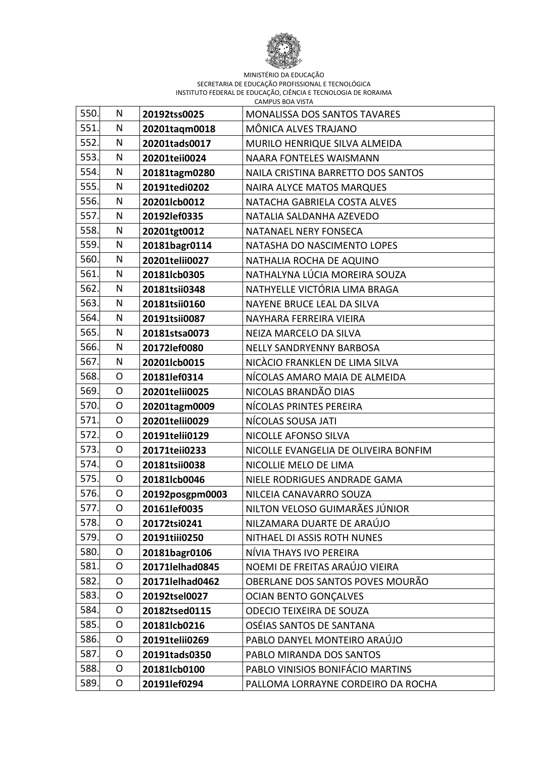MINISTÉRIO DA EDUCAÇÃO
SECRETARIA DE EDUCAÇÃO PROFISSIONAL E TECNOLÓGICA
INSTITUTO FEDERAL DE EDUCAÇÃO, CIÊNCIA E TECNOLOGIA DE RORAIMA
CAMPUS BOA VISTA

| | | | |
|---|---|---|---|
| 550. | N | **20192tss0025** | MONALISSA DOS SANTOS TAVARES |
| 551. | N | **20201taqm0018** | MÔNICA ALVES TRAJANO |
| 552. | N | **20201tads0017** | MURILO HENRIQUE SILVA ALMEIDA |
| 553. | N | **20201teii0024** | NAARA FONTELES WAISMANN |
| 554. | N | **20181tagm0280** | NAILA CRISTINA BARRETTO DOS SANTOS |
| 555. | N | **20191tedi0202** | NAIRA ALYCE MATOS MARQUES |
| 556. | N | **20201lcb0012** | NATACHA GABRIELA COSTA ALVES |
| 557. | N | **20192lef0335** | NATALIA SALDANHA AZEVEDO |
| 558. | N | **20201tgt0012** | NATANAEL NERY FONSECA |
| 559. | N | **20181bagr0114** | NATASHA DO NASCIMENTO LOPES |
| 560. | N | **20201telii0027** | NATHALIA ROCHA DE AQUINO |
| 561. | N | **20181lcb0305** | NATHALYNA LÚCIA MOREIRA SOUZA |
| 562. | N | **20181tsii0348** | NATHYELLE VICTÓRIA LIMA BRAGA |
| 563. | N | **20181tsii0160** | NAYENE BRUCE LEAL DA SILVA |
| 564. | N | **20191tsii0087** | NAYHARA FERREIRA VIEIRA |
| 565. | N | **20181stsa0073** | NEIZA MARCELO DA SILVA |
| 566. | N | **20172lef0080** | NELLY SANDRYENNY BARBOSA |
| 567. | N | **20201lcb0015** | NICÀCIO FRANKLEN DE LIMA SILVA |
| 568. | O | **20181lef0314** | NÍCOLAS AMARO MAIA DE ALMEIDA |
| 569. | O | **20201telii0025** | NICOLAS BRANDÃO DIAS |
| 570. | O | **20201tagm0009** | NÍCOLAS PRINTES PEREIRA |
| 571. | O | **20201telii0029** | NÍCOLAS SOUSA JATI |
| 572. | O | **20191telii0129** | NICOLLE AFONSO SILVA |
| 573. | O | **20171teii0233** | NICOLLE EVANGELIA DE OLIVEIRA BONFIM |
| 574. | O | **20181tsii0038** | NICOLLIE MELO DE LIMA |
| 575. | O | **20181lcb0046** | NIELE RODRIGUES ANDRADE GAMA |
| 576. | O | **20192posgpm0003** | NILCEIA CANAVARRO SOUZA |
| 577. | O | **20161lef0035** | NILTON VELOSO GUIMARÃES JÚNIOR |
| 578. | O | **20172tsi0241** | NILZAMARA DUARTE DE ARAÚJO |
| 579. | O | **20191tiii0250** | NITHAEL DI ASSIS ROTH NUNES |
| 580. | O | **20181bagr0106** | NÍVIA THAYS IVO PEREIRA |
| 581. | O | **20171lelhad0845** | NOEMI DE FREITAS ARAÚJO VIEIRA |
| 582. | O | **20171lelhad0462** | OBERLANE DOS SANTOS POVES MOURÃO |
| 583. | O | **20192tsel0027** | OCIAN BENTO GONÇALVES |
| 584. | O | **20182tsed0115** | ODECIO TEIXEIRA DE SOUZA |
| 585. | O | **20181lcb0216** | OSÉIAS SANTOS DE SANTANA |
| 586. | O | **20191telii0269** | PABLO DANYEL MONTEIRO ARAÚJO |
| 587. | O | **20191tads0350** | PABLO MIRANDA DOS SANTOS |
| 588. | O | **20181lcb0100** | PABLO VINISIOS BONIFÁCIO MARTINS |
| 589. | O | **20191lef0294** | PALLOMA LORRAYNE CORDEIRO DA ROCHA |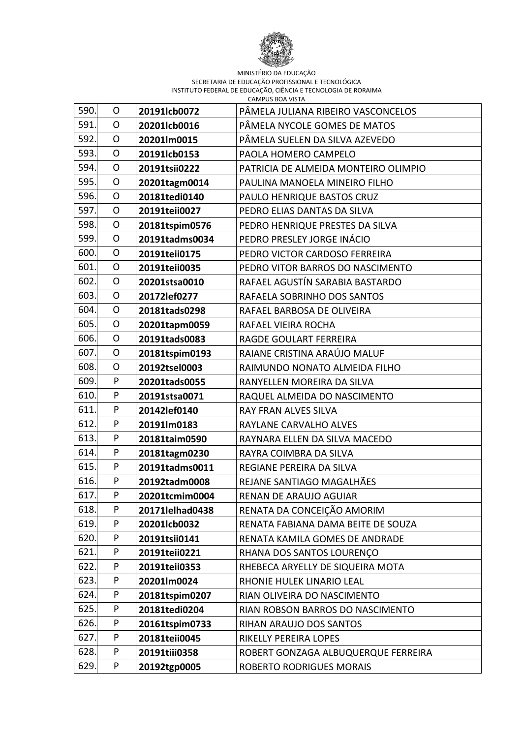MINISTÉRIO DA EDUCAÇÃO
SECRETARIA DE EDUCAÇÃO PROFISSIONAL E TECNOLÓGICA
INSTITUTO FEDERAL DE EDUCAÇÃO, CIÊNCIA E TECNOLOGIA DE RORAIMA
CAMPUS BOA VISTA

| | | | |
|---|---|---|---|
| 590. | O | **20191lcb0072** | PÂMELA JULIANA RIBEIRO VASCONCELOS |
| 591. | O | **20201lcb0016** | PÂMELA NYCOLE GOMES DE MATOS |
| 592. | O | **20201lm0015** | PÂMELA SUELEN DA SILVA AZEVEDO |
| 593. | O | **20191lcb0153** | PAOLA HOMERO CAMPELO |
| 594. | O | **20191tsii0222** | PATRICIA DE ALMEIDA MONTEIRO OLIMPIO |
| 595. | O | **20201tagm0014** | PAULINA MANOELA MINEIRO FILHO |
| 596. | O | **20181tedi0140** | PAULO HENRIQUE BASTOS CRUZ |
| 597. | O | **20191teii0027** | PEDRO ELIAS DANTAS DA SILVA |
| 598. | O | **20181tspim0576** | PEDRO HENRIQUE PRESTES DA SILVA |
| 599. | O | **20191tadms0034** | PEDRO PRESLEY JORGE INÁCIO |
| 600. | O | **20191teii0175** | PEDRO VICTOR CARDOSO FERREIRA |
| 601. | O | **20191teii0035** | PEDRO VITOR BARROS DO NASCIMENTO |
| 602. | O | **20201stsa0010** | RAFAEL AGUSTÍN SARABIA BASTARDO |
| 603. | O | **20172lef0277** | RAFAELA SOBRINHO DOS SANTOS |
| 604. | O | **20181tads0298** | RAFAEL BARBOSA DE OLIVEIRA |
| 605. | O | **20201tapm0059** | RAFAEL VIEIRA ROCHA |
| 606. | O | **20191tads0083** | RAGDE GOULART FERREIRA |
| 607. | O | **20181tspim0193** | RAIANE CRISTINA ARAÚJO MALUF |
| 608. | O | **20192tsel0003** | RAIMUNDO NONATO ALMEIDA FILHO |
| 609. | P | **20201tads0055** | RANYELLEN MOREIRA DA SILVA |
| 610. | P | **20191stsa0071** | RAQUEL ALMEIDA DO NASCIMENTO |
| 611. | P | **20142lef0140** | RAY FRAN ALVES SILVA |
| 612. | P | **20191lm0183** | RAYLANE CARVALHO ALVES |
| 613. | P | **20181taim0590** | RAYNARA ELLEN DA SILVA MACEDO |
| 614. | P | **20181tagm0230** | RAYRA COIMBRA DA SILVA |
| 615. | P | **20191tadms0011** | REGIANE PEREIRA DA SILVA |
| 616. | P | **20192tadm0008** | REJANE SANTIAGO MAGALHÃES |
| 617. | P | **20201tcmim0004** | RENAN DE ARAUJO AGUIAR |
| 618. | P | **20171lelhad0438** | RENATA DA CONCEIÇÃO AMORIM |
| 619. | P | **20201lcb0032** | RENATA FABIANA DAMA BEITE DE SOUZA |
| 620. | P | **20191tsii0141** | RENATA KAMILA GOMES DE ANDRADE |
| 621. | P | **20191teii0221** | RHANA DOS SANTOS LOURENÇO |
| 622. | P | **20191teii0353** | RHEBECA ARYELLY DE SIQUEIRA MOTA |
| 623. | P | **20201lm0024** | RHONIE HULEK LINARIO LEAL |
| 624. | P | **20181tspim0207** | RIAN OLIVEIRA DO NASCIMENTO |
| 625. | P | **20181tedi0204** | RIAN ROBSON BARROS DO NASCIMENTO |
| 626. | P | **20161tspim0733** | RIHAN ARAUJO DOS SANTOS |
| 627. | P | **20181teii0045** | RIKELLY PEREIRA LOPES |
| 628. | P | **20191tiii0358** | ROBERT GONZAGA ALBUQUERQUE FERREIRA |
| 629. | P | **20192tgp0005** | ROBERTO RODRIGUES MORAIS |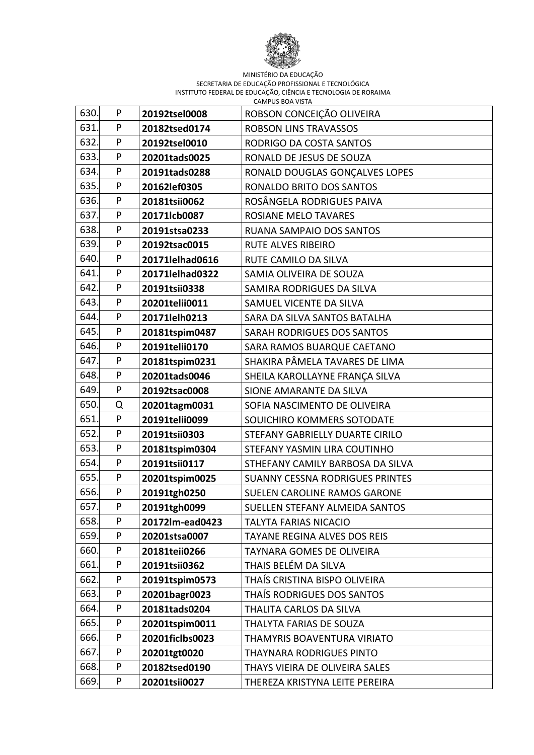MINISTÉRIO DA EDUCAÇÃO
SECRETARIA DE EDUCAÇÃO PROFISSIONAL E TECNOLÓGICA
INSTITUTO FEDERAL DE EDUCAÇÃO, CIÊNCIA E TECNOLOGIA DE RORAIMA
CAMPUS BOA VISTA

| | | | |
|---|---|---|---|
| 630. | P | **20192tsel0008** | ROBSON CONCEIÇÃO OLIVEIRA |
| 631. | P | **20182tsed0174** | ROBSON LINS TRAVASSOS |
| 632. | P | **20192tsel0010** | RODRIGO DA COSTA SANTOS |
| 633. | P | **20201tads0025** | RONALD DE JESUS DE SOUZA |
| 634. | P | **20191tads0288** | RONALD DOUGLAS GONÇALVES LOPES |
| 635. | P | **20162lef0305** | RONALDO BRITO DOS SANTOS |
| 636. | P | **20181tsii0062** | ROSÂNGELA RODRIGUES PAIVA |
| 637. | P | **20171lcb0087** | ROSIANE MELO TAVARES |
| 638. | P | **20191stsa0233** | RUANA SAMPAIO DOS SANTOS |
| 639. | P | **20192tsac0015** | RUTE ALVES RIBEIRO |
| 640. | P | **20171lelhad0616** | RUTE CAMILO DA SILVA |
| 641. | P | **20171lelhad0322** | SAMIA OLIVEIRA DE SOUZA |
| 642. | P | **20191tsii0338** | SAMIRA RODRIGUES DA SILVA |
| 643. | P | **20201telii0011** | SAMUEL VICENTE DA SILVA |
| 644. | P | **20171lelh0213** | SARA DA SILVA SANTOS BATALHA |
| 645. | P | **20181tspim0487** | SARAH RODRIGUES DOS SANTOS |
| 646. | P | **20191telii0170** | SARA RAMOS BUARQUE CAETANO |
| 647. | P | **20181tspim0231** | SHAKIRA PÂMELA TAVARES DE LIMA |
| 648. | P | **20201tads0046** | SHEILA KAROLLAYNE FRANÇA SILVA |
| 649. | P | **20192tsac0008** | SIONE AMARANTE DA SILVA |
| 650. | Q | **20201tagm0031** | SOFIA NASCIMENTO DE OLIVEIRA |
| 651. | P | **20191telii0099** | SOUICHIRO KOMMERS SOTODATE |
| 652. | P | **20191tsii0303** | STEFANY GABRIELLY DUARTE CIRILO |
| 653. | P | **20181tspim0304** | STEFANY YASMIN LIRA COUTINHO |
| 654. | P | **20191tsii0117** | STHEFANY CAMILY BARBOSA DA SILVA |
| 655. | P | **20201tspim0025** | SUANNY CESSNA RODRIGUES PRINTES |
| 656. | P | **20191tgh0250** | SUELEN CAROLINE RAMOS GARONE |
| 657. | P | **20191tgh0099** | SUELLEN STEFANY ALMEIDA SANTOS |
| 658. | P | **20172lm-ead0423** | TALYTA FARIAS NICACIO |
| 659. | P | **20201stsa0007** | TAYANE REGINA ALVES DOS REIS |
| 660. | P | **20181teii0266** | TAYNARA GOMES DE OLIVEIRA |
| 661. | P | **20191tsii0362** | THAIS BELÉM DA SILVA |
| 662. | P | **20191tspim0573** | THAÍS CRISTINA BISPO OLIVEIRA |
| 663. | P | **20201bagr0023** | THAÍS RODRIGUES DOS SANTOS |
| 664. | P | **20181tads0204** | THALITA CARLOS DA SILVA |
| 665. | P | **20201tspim0011** | THALYTA FARIAS DE SOUZA |
| 666. | P | **20201ficlbs0023** | THAMYRIS BOAVENTURA VIRIATO |
| 667. | P | **20201tgt0020** | THAYNARA RODRIGUES PINTO |
| 668. | P | **20182tsed0190** | THAYS VIEIRA DE OLIVEIRA SALES |
| 669. | P | **20201tsii0027** | THEREZA KRISTYNA LEITE PEREIRA |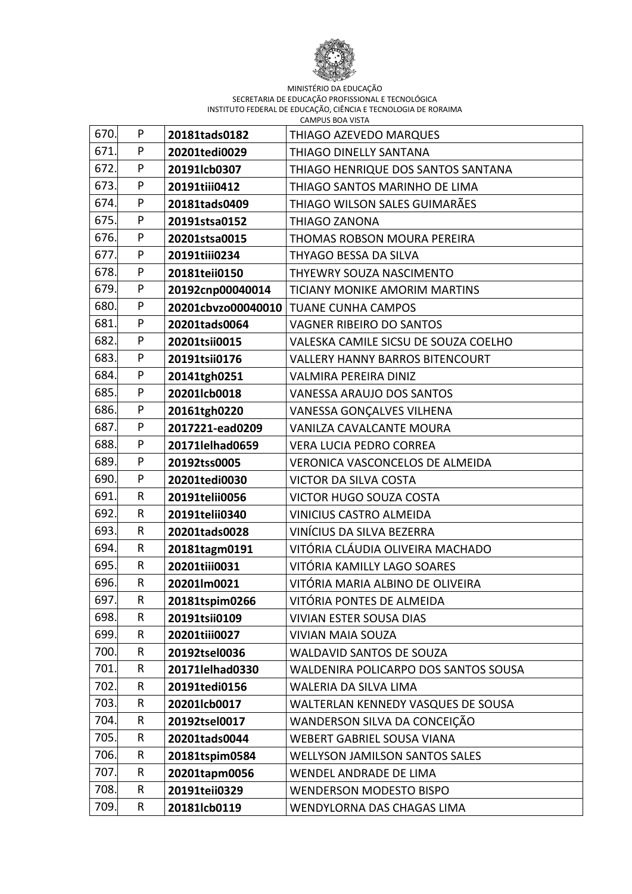MINISTÉRIO DA EDUCAÇÃO
SECRETARIA DE EDUCAÇÃO PROFISSIONAL E TECNOLÓGICA
INSTITUTO FEDERAL DE EDUCAÇÃO, CIÊNCIA E TECNOLOGIA DE RORAIMA
CAMPUS BOA VISTA

| | | | |
|---|---|---|---|
| 670. | P | **20181tads0182** | THIAGO AZEVEDO MARQUES |
| 671. | P | **20201tedi0029** | THIAGO DINELLY SANTANA |
| 672. | P | **20191lcb0307** | THIAGO HENRIQUE DOS SANTOS SANTANA |
| 673. | P | **20191tiii0412** | THIAGO SANTOS MARINHO DE LIMA |
| 674. | P | **20181tads0409** | THIAGO WILSON SALES GUIMARÃES |
| 675. | P | **20191stsa0152** | THIAGO ZANONA |
| 676. | P | **20201stsa0015** | THOMAS ROBSON MOURA PEREIRA |
| 677. | P | **20191tiii0234** | THYAGO BESSA DA SILVA |
| 678. | P | **20181teii0150** | THYEWRY SOUZA NASCIMENTO |
| 679. | P | **20192cnp00040014** | TICIANY MONIKE AMORIM MARTINS |
| 680. | P | **20201cbvzo00040010** | TUANE CUNHA CAMPOS |
| 681. | P | **20201tads0064** | VAGNER RIBEIRO DO SANTOS |
| 682. | P | **20201tsii0015** | VALESKA CAMILE SICSU DE SOUZA COELHO |
| 683. | P | **20191tsii0176** | VALLERY HANNY BARROS BITENCOURT |
| 684. | P | **20141tgh0251** | VALMIRA PEREIRA DINIZ |
| 685. | P | **20201lcb0018** | VANESSA ARAUJO DOS SANTOS |
| 686. | P | **20161tgh0220** | VANESSA GONÇALVES VILHENA |
| 687. | P | **2017221-ead0209** | VANILZA CAVALCANTE MOURA |
| 688. | P | **20171lelhad0659** | VERA LUCIA PEDRO CORREA |
| 689. | P | **20192tss0005** | VERONICA VASCONCELOS DE ALMEIDA |
| 690. | P | **20201tedi0030** | VICTOR DA SILVA COSTA |
| 691. | R | **20191telii0056** | VICTOR HUGO SOUZA COSTA |
| 692. | R | **20191telii0340** | VINICIUS CASTRO ALMEIDA |
| 693. | R | **20201tads0028** | VINÍCIUS DA SILVA BEZERRA |
| 694. | R | **20181tagm0191** | VITÓRIA CLÁUDIA OLIVEIRA MACHADO |
| 695. | R | **20201tiii0031** | VITÓRIA KAMILLY LAGO SOARES |
| 696. | R | **20201lm0021** | VITÓRIA MARIA ALBINO DE OLIVEIRA |
| 697. | R | **20181tspim0266** | VITÓRIA PONTES DE ALMEIDA |
| 698. | R | **20191tsii0109** | VIVIAN ESTER SOUSA DIAS |
| 699. | R | **20201tiii0027** | VIVIAN MAIA SOUZA |
| 700. | R | **20192tsel0036** | WALDAVID SANTOS DE SOUZA |
| 701. | R | **20171lelhad0330** | WALDENIRA POLICARPO DOS SANTOS SOUSA |
| 702. | R | **20191tedi0156** | WALERIA DA SILVA LIMA |
| 703. | R | **20201lcb0017** | WALTERLAN KENNEDY VASQUES DE SOUSA |
| 704. | R | **20192tsel0017** | WANDERSON SILVA DA CONCEIÇÃO |
| 705. | R | **20201tads0044** | WEBERT GABRIEL SOUSA VIANA |
| 706. | R | **20181tspim0584** | WELLYSON JAMILSON SANTOS SALES |
| 707. | R | **20201tapm0056** | WENDEL ANDRADE DE LIMA |
| 708. | R | **20191teii0329** | WENDERSON MODESTO BISPO |
| 709. | R | **20181lcb0119** | WENDYLORNA DAS CHAGAS LIMA |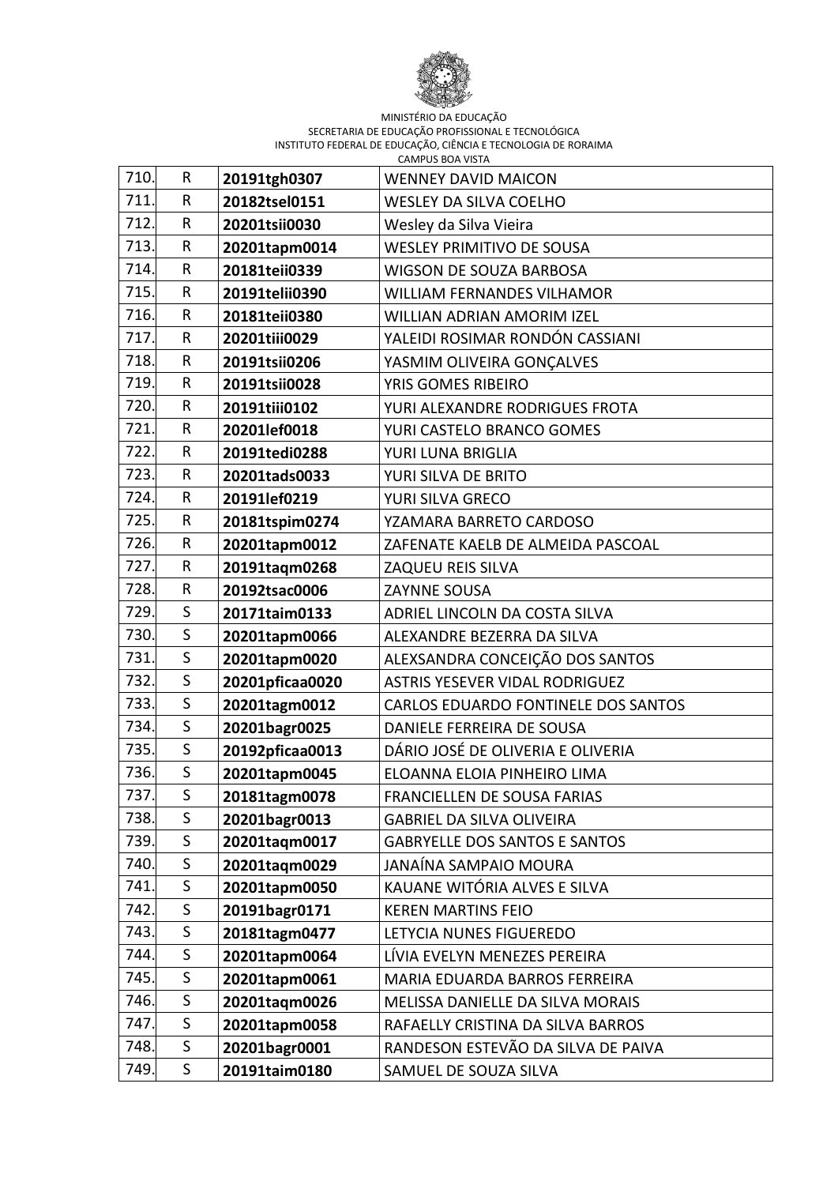MINISTÉRIO DA EDUCAÇÃO
SECRETARIA DE EDUCAÇÃO PROFISSIONAL E TECNOLÓGICA
INSTITUTO FEDERAL DE EDUCAÇÃO, CIÊNCIA E TECNOLOGIA DE RORAIMA
CAMPUS BOA VISTA

| | | | |
|---|---|---|---|
| 710. | R | **20191tgh0307** | WENNEY DAVID MAICON |
| 711. | R | **20182tsel0151** | WESLEY DA SILVA COELHO |
| 712. | R | **20201tsii0030** | Wesley da Silva Vieira |
| 713. | R | **20201tapm0014** | WESLEY PRIMITIVO DE SOUSA |
| 714. | R | **20181teii0339** | WIGSON DE SOUZA BARBOSA |
| 715. | R | **20191telii0390** | WILLIAM FERNANDES VILHAMOR |
| 716. | R | **20181teii0380** | WILLIAN ADRIAN AMORIM IZEL |
| 717. | R | **20201tiii0029** | YALEIDI ROSIMAR RONDÓN CASSIANI |
| 718. | R | **20191tsii0206** | YASMIM OLIVEIRA GONÇALVES |
| 719. | R | **20191tsii0028** | YRIS GOMES RIBEIRO |
| 720. | R | **20191tiii0102** | YURI ALEXANDRE RODRIGUES FROTA |
| 721. | R | **20201lef0018** | YURI CASTELO BRANCO GOMES |
| 722. | R | **20191tedi0288** | YURI LUNA BRIGLIA |
| 723. | R | **20201tads0033** | YURI SILVA DE BRITO |
| 724. | R | **20191lef0219** | YURI SILVA GRECO |
| 725. | R | **20181tspim0274** | YZAMARA BARRETO CARDOSO |
| 726. | R | **20201tapm0012** | ZAFENATE KAELB DE ALMEIDA PASCOAL |
| 727. | R | **20191taqm0268** | ZAQUEU REIS SILVA |
| 728. | R | **20192tsac0006** | ZAYNNE SOUSA |
| 729. | S | **20171taim0133** | ADRIEL LINCOLN DA COSTA SILVA |
| 730. | S | **20201tapm0066** | ALEXANDRE BEZERRA DA SILVA |
| 731. | S | **20201tapm0020** | ALEXSANDRA CONCEIÇÃO DOS SANTOS |
| 732. | S | **20201pficaa0020** | ASTRIS YESEVER VIDAL RODRIGUEZ |
| 733. | S | **20201tagm0012** | CARLOS EDUARDO FONTINELE DOS SANTOS |
| 734. | S | **20201bagr0025** | DANIELE FERREIRA DE SOUSA |
| 735. | S | **20192pficaa0013** | DÁRIO JOSÉ DE OLIVERIA E OLIVERIA |
| 736. | S | **20201tapm0045** | ELOANNA ELOIA PINHEIRO LIMA |
| 737. | S | **20181tagm0078** | FRANCIELLEN DE SOUSA FARIAS |
| 738. | S | **20201bagr0013** | GABRIEL DA SILVA OLIVEIRA |
| 739. | S | **20201taqm0017** | GABRYELLE DOS SANTOS E SANTOS |
| 740. | S | **20201taqm0029** | JANAÍNA SAMPAIO MOURA |
| 741. | S | **20201tapm0050** | KAUANE WITÓRIA ALVES E SILVA |
| 742. | S | **20191bagr0171** | KEREN MARTINS FEIO |
| 743. | S | **20181tagm0477** | LETYCIA NUNES FIGUEREDO |
| 744. | S | **20201tapm0064** | LÍVIA EVELYN MENEZES PEREIRA |
| 745. | S | **20201tapm0061** | MARIA EDUARDA BARROS FERREIRA |
| 746. | S | **20201taqm0026** | MELISSA DANIELLE DA SILVA MORAIS |
| 747. | S | **20201tapm0058** | RAFAELLY CRISTINA DA SILVA BARROS |
| 748. | S | **20201bagr0001** | RANDESON ESTEVÃO DA SILVA DE PAIVA |
| 749. | S | **20191taim0180** | SAMUEL DE SOUZA SILVA |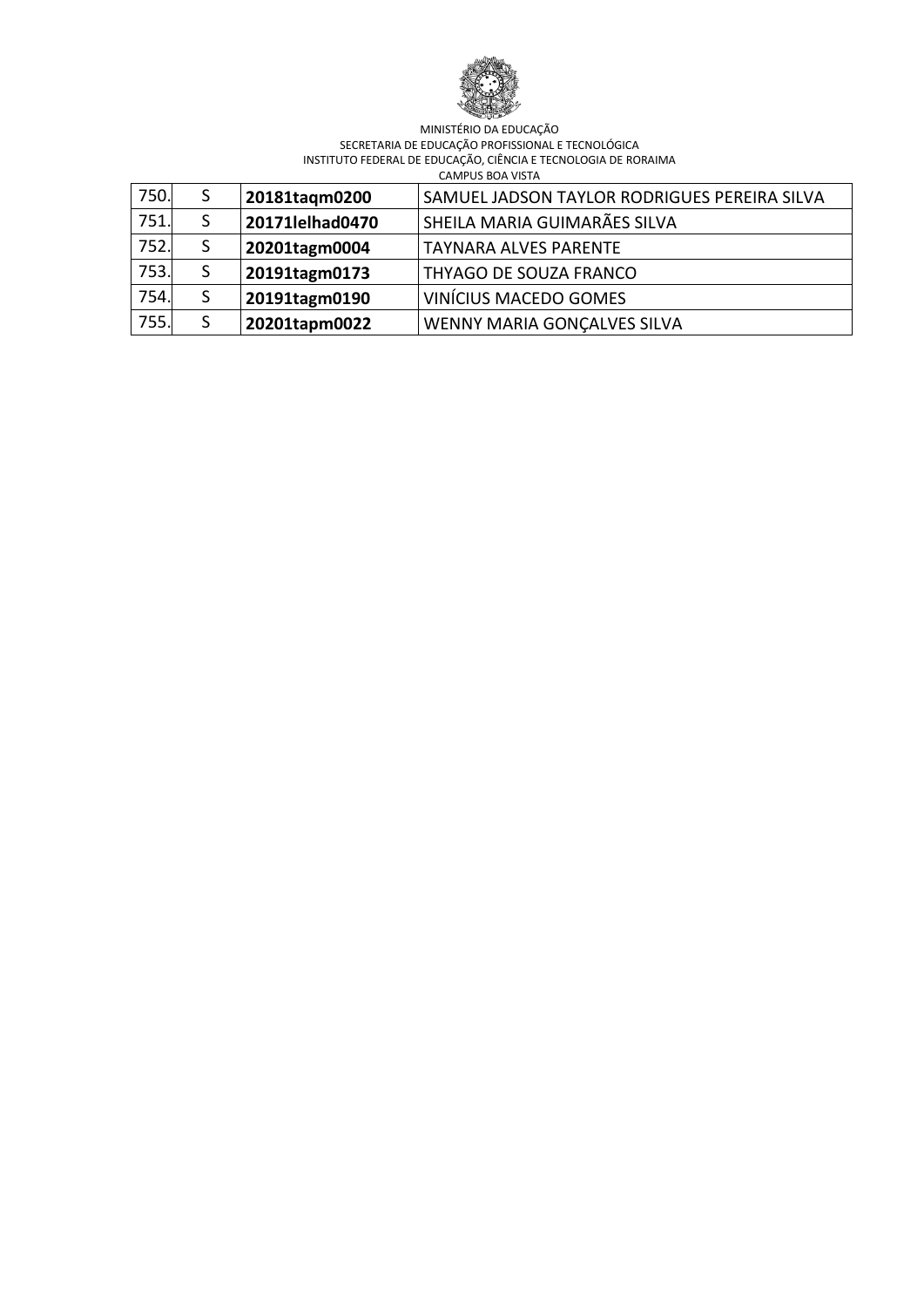MINISTÉRIO DA EDUCAÇÃO
SECRETARIA DE EDUCAÇÃO PROFISSIONAL E TECNOLÓGICA
INSTITUTO FEDERAL DE EDUCAÇÃO, CIÊNCIA E TECNOLOGIA DE RORAIMA
CAMPUS BOA VISTA

| | | | |
|---|---|---|---|
| 750. | S | **20181taqm0200** | SAMUEL JADSON TAYLOR RODRIGUES PEREIRA SILVA |
| 751. | S | **20171lelhad0470** | SHEILA MARIA GUIMARÃES SILVA |
| 752. | S | **20201tagm0004** | TAYNARA ALVES PARENTE |
| 753. | S | **20191tagm0173** | THYAGO DE SOUZA FRANCO |
| 754. | S | **20191tagm0190** | VINÍCIUS MACEDO GOMES |
| 755. | S | **20201tapm0022** | WENNY MARIA GONÇALVES SILVA |